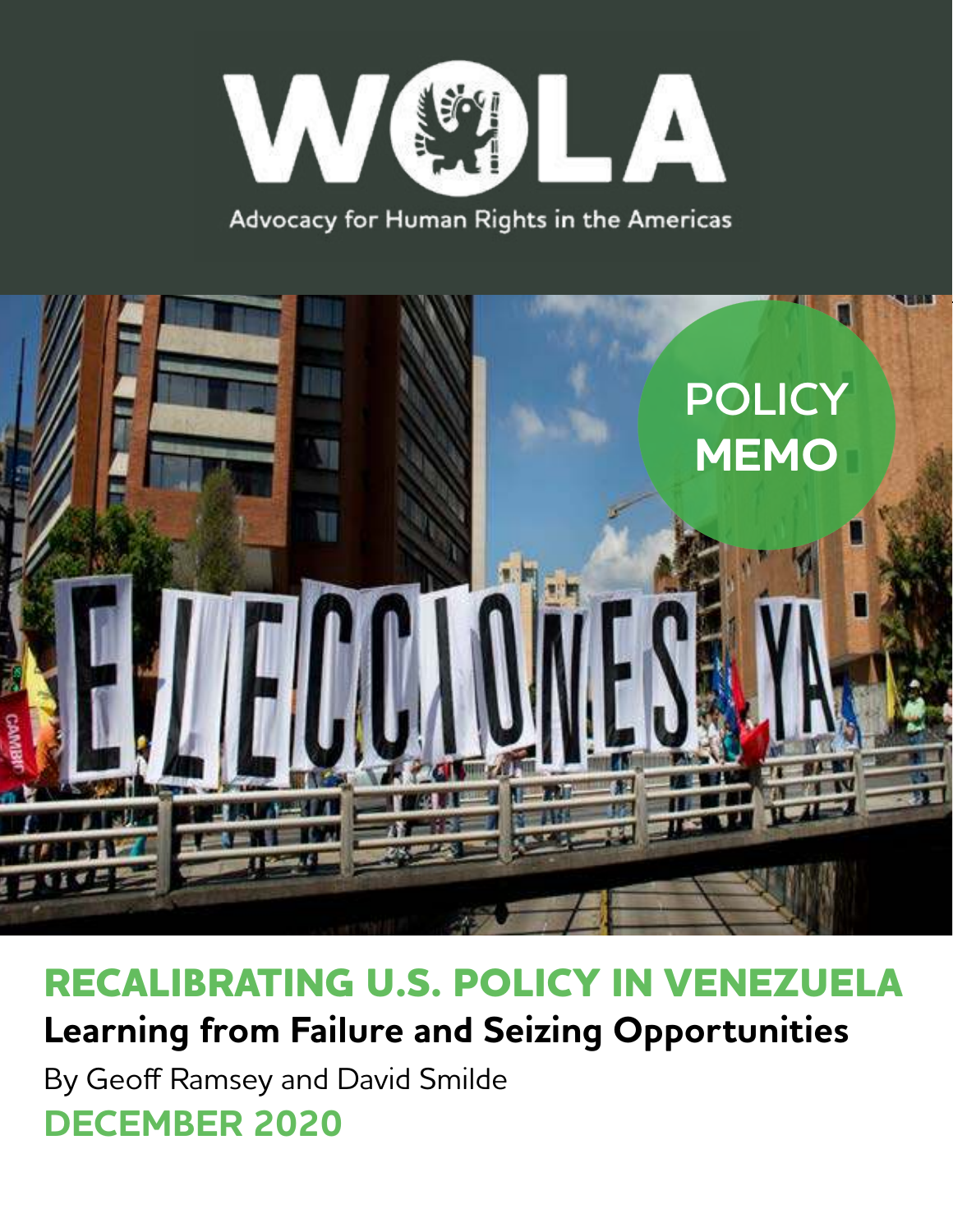WOLA

Advocacy for Human Rights in the Americas

POLICY MEMO

# RECALIBRATING U.S. POLICY IN VENEZUELA

## Learning from Failure and Seizing Opportunities

By Geoff Ramsey and David Smilde

**DECEMBER 2020**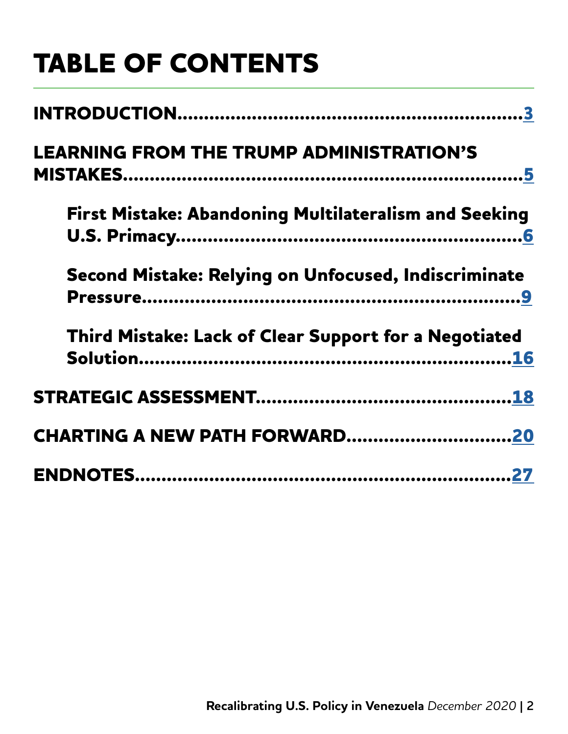# TABLE OF CONTENTS

**INTRODUCTION** ..... 3

**LEARNING FROM THE TRUMP ADMINISTRATION'S MISTAKES** ..... 5

- **First Mistake: Abandoning Multilateralism and Seeking U.S. Primacy** ..... 6
- **Second Mistake: Relying on Unfocused, Indiscriminate Pressure** ..... 9
- **Third Mistake: Lack of Clear Support for a Negotiated Solution** ..... 16

**STRATEGIC ASSESSMENT** ..... 18

**CHARTING A NEW PATH FORWARD** ..... 20

**ENDNOTES** ..... 27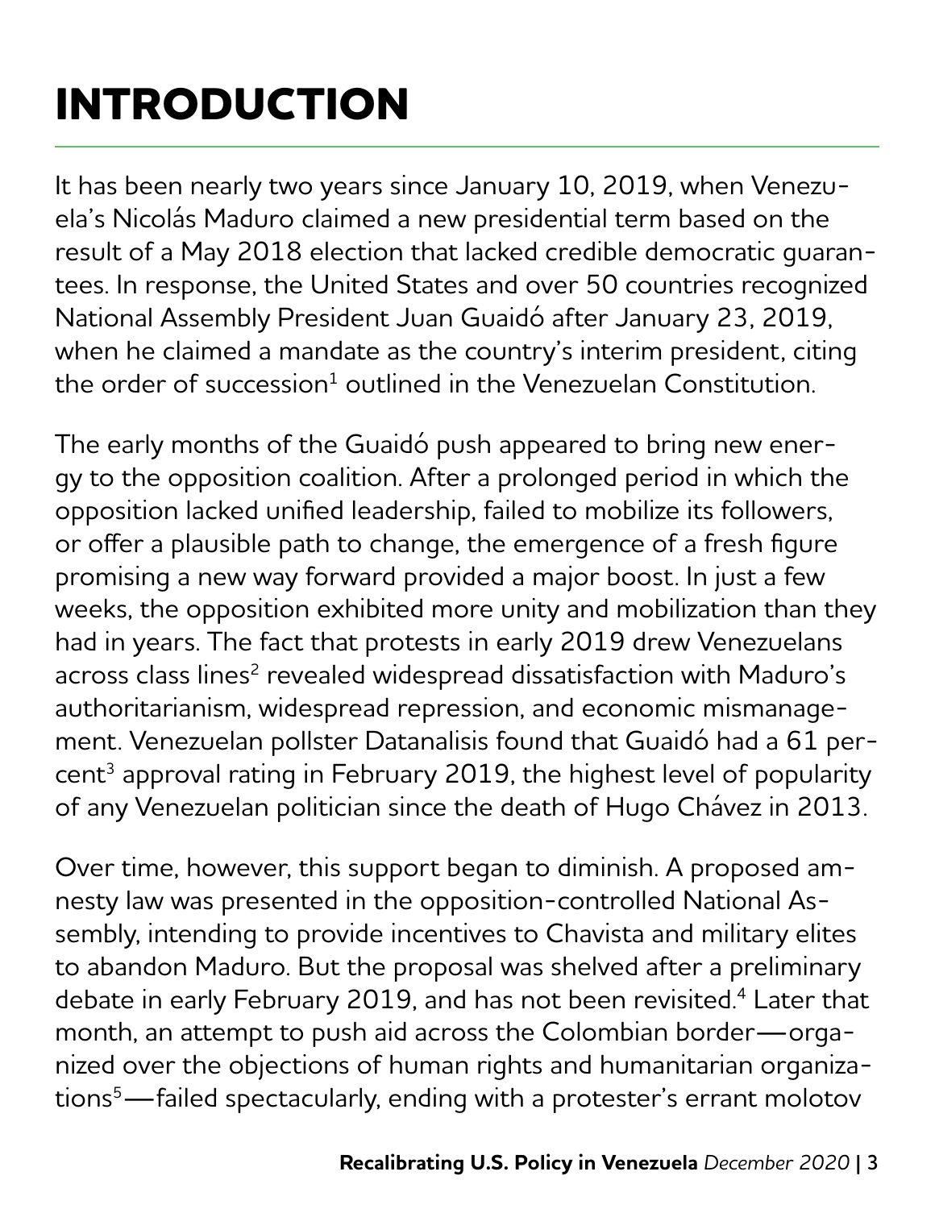# INTRODUCTION

It has been nearly two years since January 10, 2019, when Venezuela's Nicolás Maduro claimed a new presidential term based on the result of a May 2018 election that lacked credible democratic guarantees. In response, the United States and over 50 countries recognized National Assembly President Juan Guaidó after January 23, 2019, when he claimed a mandate as the country's interim president, citing the order of succession[1] outlined in the Venezuelan Constitution.

The early months of the Guaidó push appeared to bring new energy to the opposition coalition. After a prolonged period in which the opposition lacked unified leadership, failed to mobilize its followers, or offer a plausible path to change, the emergence of a fresh figure promising a new way forward provided a major boost. In just a few weeks, the opposition exhibited more unity and mobilization than they had in years. The fact that protests in early 2019 drew Venezuelans across class lines[2] revealed widespread dissatisfaction with Maduro's authoritarianism, widespread repression, and economic mismanagement. Venezuelan pollster Datanalisis found that Guaidó had a 61 percent[3] approval rating in February 2019, the highest level of popularity of any Venezuelan politician since the death of Hugo Chávez in 2013.

Over time, however, this support began to diminish. A proposed amnesty law was presented in the opposition-controlled National Assembly, intending to provide incentives to Chavista and military elites to abandon Maduro. But the proposal was shelved after a preliminary debate in early February 2019, and has not been revisited.[4] Later that month, an attempt to push aid across the Colombian border—organized over the objections of human rights and humanitarian organizations[5]—failed spectacularly, ending with a protester's errant molotov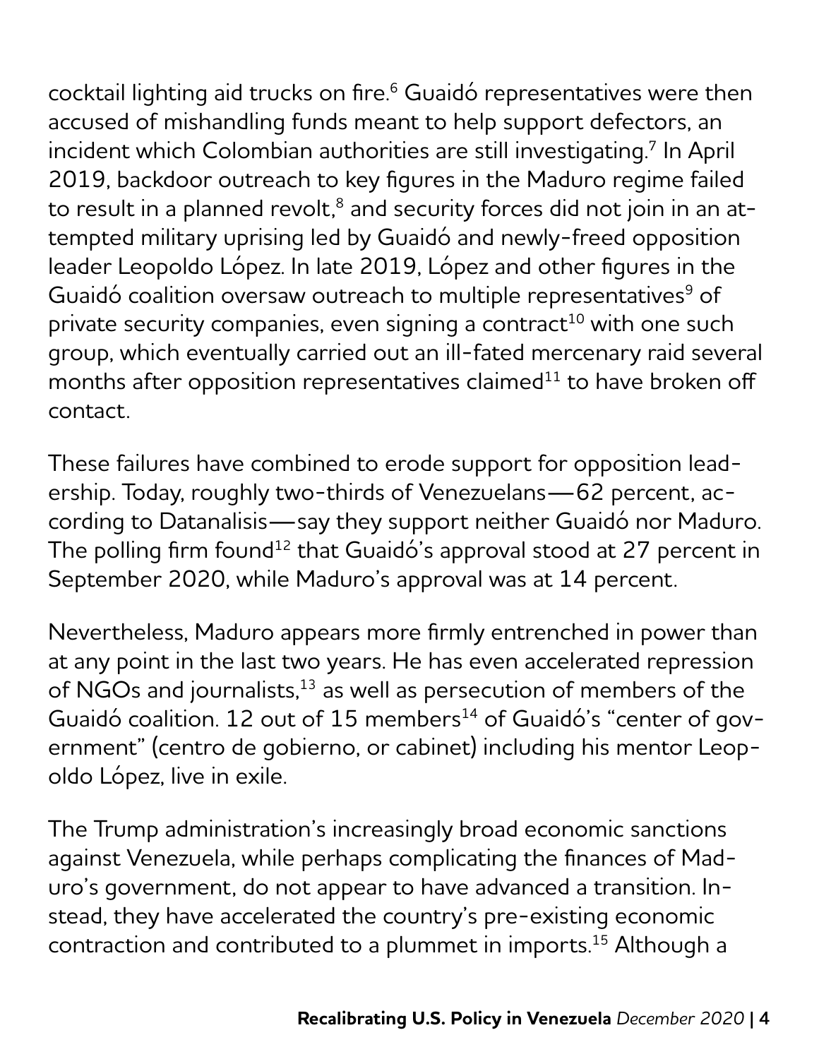cocktail lighting aid trucks on fire.[6] Guaidó representatives were then accused of mishandling funds meant to help support defectors, an incident which Colombian authorities are still investigating.[7] In April 2019, backdoor outreach to key figures in the Maduro regime failed to result in a planned revolt,[8] and security forces did not join in an attempted military uprising led by Guaidó and newly-freed opposition leader Leopoldo López. In late 2019, López and other figures in the Guaidó coalition oversaw outreach to multiple representatives[9] of private security companies, even signing a contract[10] with one such group, which eventually carried out an ill-fated mercenary raid several months after opposition representatives claimed[11] to have broken off contact.

These failures have combined to erode support for opposition leadership. Today, roughly two-thirds of Venezuelans—62 percent, according to Datanalisis—say they support neither Guaidó nor Maduro. The polling firm found[12] that Guaidó's approval stood at 27 percent in September 2020, while Maduro's approval was at 14 percent.

Nevertheless, Maduro appears more firmly entrenched in power than at any point in the last two years. He has even accelerated repression of NGOs and journalists,[13] as well as persecution of members of the Guaidó coalition. 12 out of 15 members[14] of Guaidó's "center of government" (centro de gobierno, or cabinet) including his mentor Leopoldo López, live in exile.

The Trump administration's increasingly broad economic sanctions against Venezuela, while perhaps complicating the finances of Maduro's government, do not appear to have advanced a transition. Instead, they have accelerated the country's pre-existing economic contraction and contributed to a plummet in imports.[15] Although a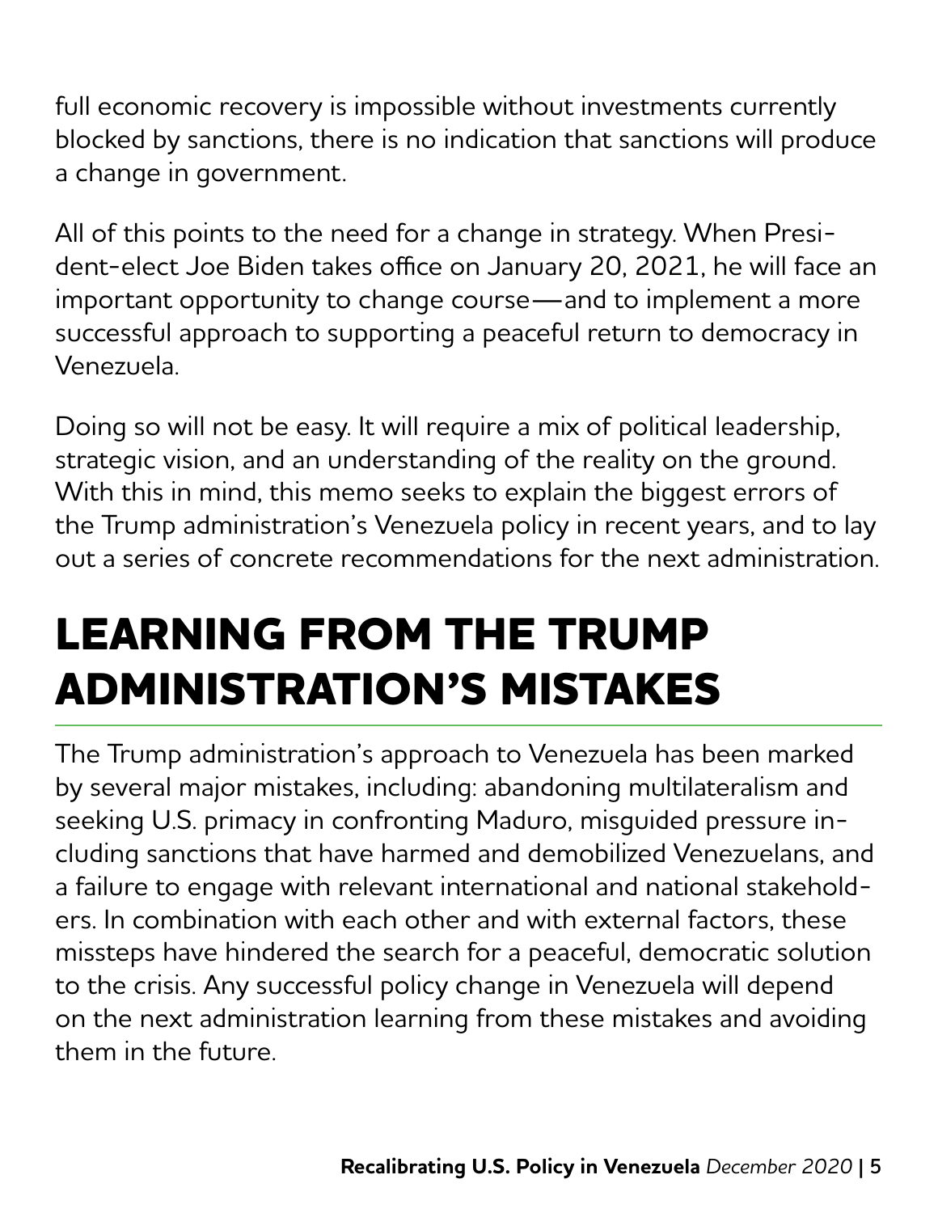full economic recovery is impossible without investments currently blocked by sanctions, there is no indication that sanctions will produce a change in government.

All of this points to the need for a change in strategy. When President-elect Joe Biden takes office on January 20, 2021, he will face an important opportunity to change course—and to implement a more successful approach to supporting a peaceful return to democracy in Venezuela.

Doing so will not be easy. It will require a mix of political leadership, strategic vision, and an understanding of the reality on the ground. With this in mind, this memo seeks to explain the biggest errors of the Trump administration's Venezuela policy in recent years, and to lay out a series of concrete recommendations for the next administration.

## LEARNING FROM THE TRUMP ADMINISTRATION'S MISTAKES

The Trump administration's approach to Venezuela has been marked by several major mistakes, including: abandoning multilateralism and seeking U.S. primacy in confronting Maduro, misguided pressure including sanctions that have harmed and demobilized Venezuelans, and a failure to engage with relevant international and national stakeholders. In combination with each other and with external factors, these missteps have hindered the search for a peaceful, democratic solution to the crisis. Any successful policy change in Venezuela will depend on the next administration learning from these mistakes and avoiding them in the future.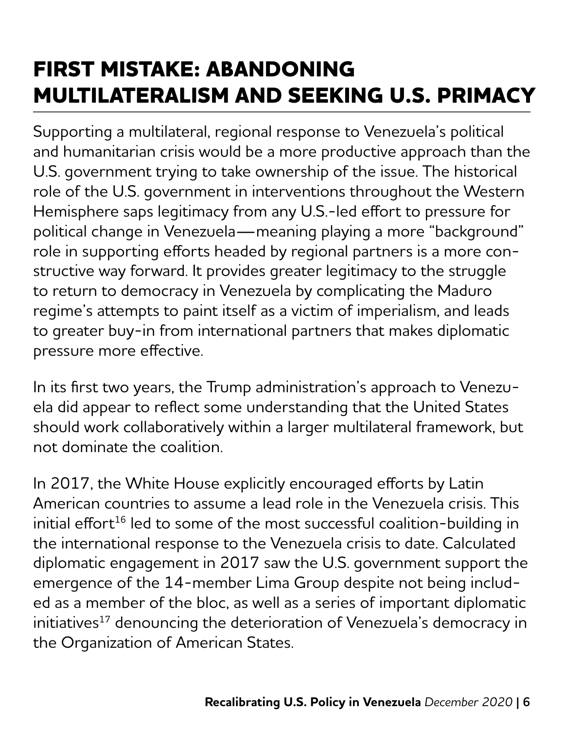# FIRST MISTAKE: ABANDONING MULTILATERALISM AND SEEKING U.S. PRIMACY

Supporting a multilateral, regional response to Venezuela's political and humanitarian crisis would be a more productive approach than the U.S. government trying to take ownership of the issue. The historical role of the U.S. government in interventions throughout the Western Hemisphere saps legitimacy from any U.S.-led effort to pressure for political change in Venezuela—meaning playing a more "background" role in supporting efforts headed by regional partners is a more constructive way forward. It provides greater legitimacy to the struggle to return to democracy in Venezuela by complicating the Maduro regime's attempts to paint itself as a victim of imperialism, and leads to greater buy-in from international partners that makes diplomatic pressure more effective.

In its first two years, the Trump administration's approach to Venezuela did appear to reflect some understanding that the United States should work collaboratively within a larger multilateral framework, but not dominate the coalition.

In 2017, the White House explicitly encouraged efforts by Latin American countries to assume a lead role in the Venezuela crisis. This initial effort[16] led to some of the most successful coalition-building in the international response to the Venezuela crisis to date. Calculated diplomatic engagement in 2017 saw the U.S. government support the emergence of the 14-member Lima Group despite not being included as a member of the bloc, as well as a series of important diplomatic initiatives[17] denouncing the deterioration of Venezuela's democracy in the Organization of American States.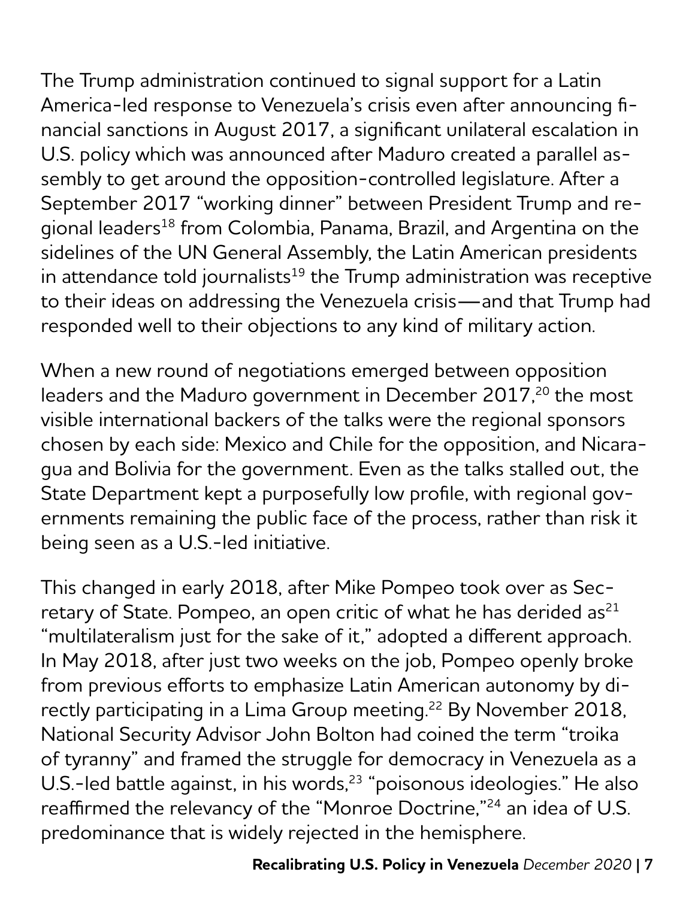The Trump administration continued to signal support for a Latin America-led response to Venezuela's crisis even after announcing financial sanctions in August 2017, a significant unilateral escalation in U.S. policy which was announced after Maduro created a parallel assembly to get around the opposition-controlled legislature. After a September 2017 "working dinner" between President Trump and regional leaders[18] from Colombia, Panama, Brazil, and Argentina on the sidelines of the UN General Assembly, the Latin American presidents in attendance told journalists[19] the Trump administration was receptive to their ideas on addressing the Venezuela crisis—and that Trump had responded well to their objections to any kind of military action.

When a new round of negotiations emerged between opposition leaders and the Maduro government in December 2017,[20] the most visible international backers of the talks were the regional sponsors chosen by each side: Mexico and Chile for the opposition, and Nicaragua and Bolivia for the government. Even as the talks stalled out, the State Department kept a purposefully low profile, with regional governments remaining the public face of the process, rather than risk it being seen as a U.S.-led initiative.

This changed in early 2018, after Mike Pompeo took over as Secretary of State. Pompeo, an open critic of what he has derided as[21] "multilateralism just for the sake of it," adopted a different approach. In May 2018, after just two weeks on the job, Pompeo openly broke from previous efforts to emphasize Latin American autonomy by directly participating in a Lima Group meeting.[22] By November 2018, National Security Advisor John Bolton had coined the term "troika of tyranny" and framed the struggle for democracy in Venezuela as a U.S.-led battle against, in his words,[23] "poisonous ideologies." He also reaffirmed the relevancy of the "Monroe Doctrine,"[24] an idea of U.S. predominance that is widely rejected in the hemisphere.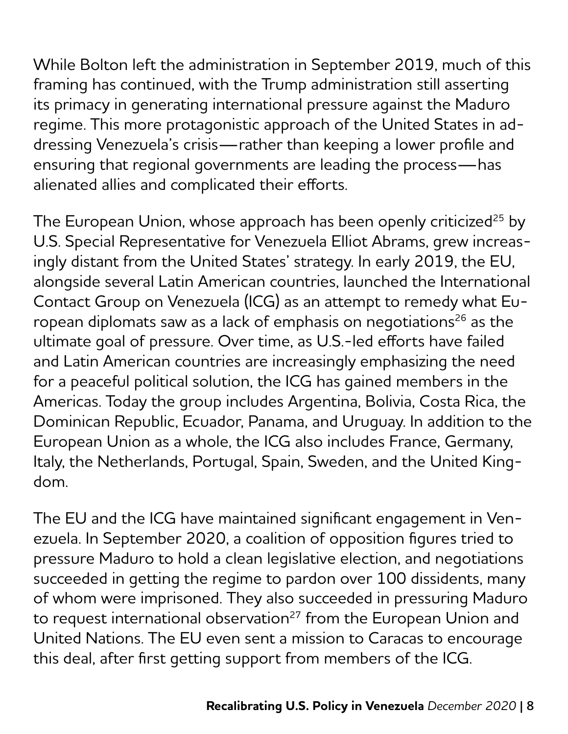While Bolton left the administration in September 2019, much of this framing has continued, with the Trump administration still asserting its primacy in generating international pressure against the Maduro regime. This more protagonistic approach of the United States in addressing Venezuela's crisis—rather than keeping a lower profile and ensuring that regional governments are leading the process—has alienated allies and complicated their efforts.

The European Union, whose approach has been openly criticized[25] by U.S. Special Representative for Venezuela Elliot Abrams, grew increasingly distant from the United States' strategy. In early 2019, the EU, alongside several Latin American countries, launched the International Contact Group on Venezuela (ICG) as an attempt to remedy what European diplomats saw as a lack of emphasis on negotiations[26] as the ultimate goal of pressure. Over time, as U.S.-led efforts have failed and Latin American countries are increasingly emphasizing the need for a peaceful political solution, the ICG has gained members in the Americas. Today the group includes Argentina, Bolivia, Costa Rica, the Dominican Republic, Ecuador, Panama, and Uruguay. In addition to the European Union as a whole, the ICG also includes France, Germany, Italy, the Netherlands, Portugal, Spain, Sweden, and the United Kingdom.

The EU and the ICG have maintained significant engagement in Venezuela. In September 2020, a coalition of opposition figures tried to pressure Maduro to hold a clean legislative election, and negotiations succeeded in getting the regime to pardon over 100 dissidents, many of whom were imprisoned. They also succeeded in pressuring Maduro to request international observation[27] from the European Union and United Nations. The EU even sent a mission to Caracas to encourage this deal, after first getting support from members of the ICG.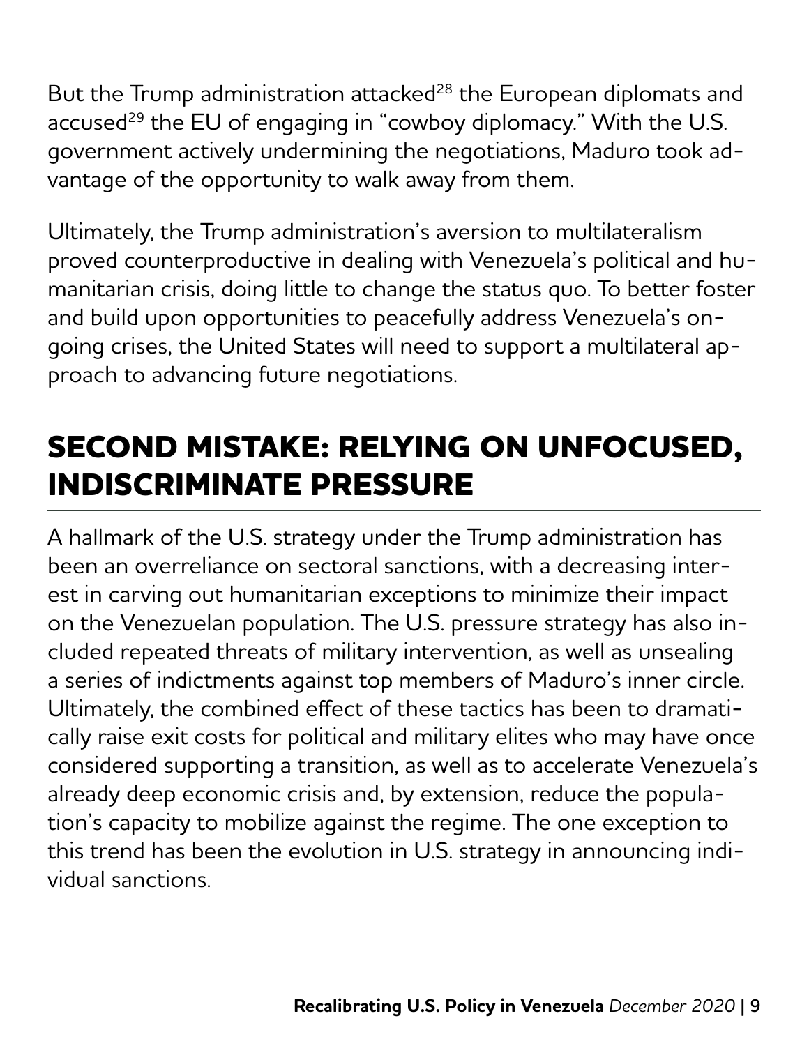But the Trump administration attacked[28] the European diplomats and accused[29] the EU of engaging in "cowboy diplomacy." With the U.S. government actively undermining the negotiations, Maduro took advantage of the opportunity to walk away from them.

Ultimately, the Trump administration's aversion to multilateralism proved counterproductive in dealing with Venezuela's political and humanitarian crisis, doing little to change the status quo. To better foster and build upon opportunities to peacefully address Venezuela's ongoing crises, the United States will need to support a multilateral approach to advancing future negotiations.

## SECOND MISTAKE: RELYING ON UNFOCUSED, INDISCRIMINATE PRESSURE

A hallmark of the U.S. strategy under the Trump administration has been an overreliance on sectoral sanctions, with a decreasing interest in carving out humanitarian exceptions to minimize their impact on the Venezuelan population. The U.S. pressure strategy has also included repeated threats of military intervention, as well as unsealing a series of indictments against top members of Maduro's inner circle. Ultimately, the combined effect of these tactics has been to dramatically raise exit costs for political and military elites who may have once considered supporting a transition, as well as to accelerate Venezuela's already deep economic crisis and, by extension, reduce the population's capacity to mobilize against the regime. The one exception to this trend has been the evolution in U.S. strategy in announcing individual sanctions.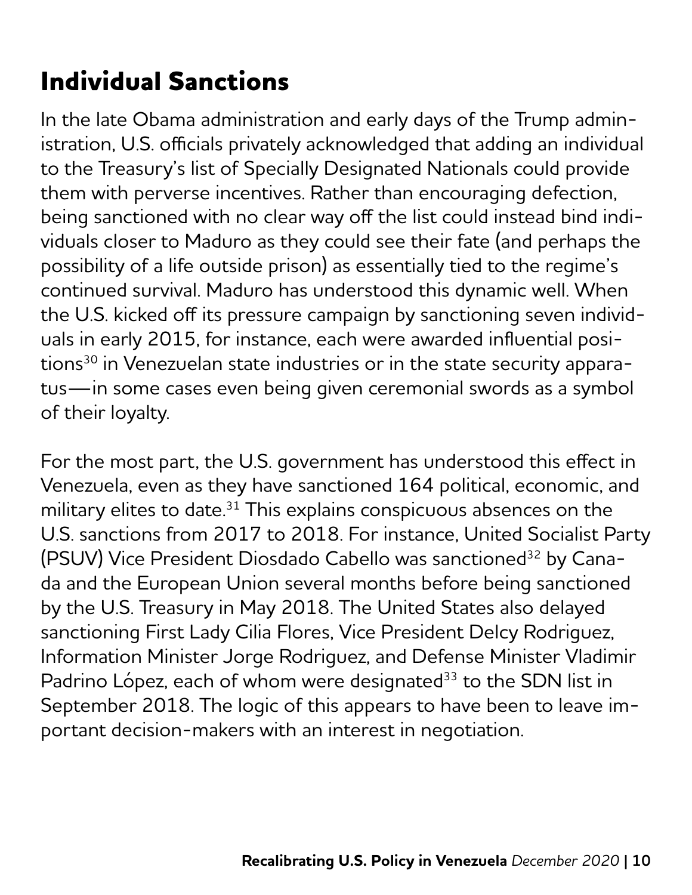## Individual Sanctions

In the late Obama administration and early days of the Trump administration, U.S. officials privately acknowledged that adding an individual to the Treasury's list of Specially Designated Nationals could provide them with perverse incentives. Rather than encouraging defection, being sanctioned with no clear way off the list could instead bind individuals closer to Maduro as they could see their fate (and perhaps the possibility of a life outside prison) as essentially tied to the regime's continued survival. Maduro has understood this dynamic well. When the U.S. kicked off its pressure campaign by sanctioning seven individuals in early 2015, for instance, each were awarded influential positions[30] in Venezuelan state industries or in the state security apparatus—in some cases even being given ceremonial swords as a symbol of their loyalty.

For the most part, the U.S. government has understood this effect in Venezuela, even as they have sanctioned 164 political, economic, and military elites to date.[31] This explains conspicuous absences on the U.S. sanctions from 2017 to 2018. For instance, United Socialist Party (PSUV) Vice President Diosdado Cabello was sanctioned[32] by Canada and the European Union several months before being sanctioned by the U.S. Treasury in May 2018. The United States also delayed sanctioning First Lady Cilia Flores, Vice President Delcy Rodriguez, Information Minister Jorge Rodriguez, and Defense Minister Vladimir Padrino López, each of whom were designated[33] to the SDN list in September 2018. The logic of this appears to have been to leave important decision-makers with an interest in negotiation.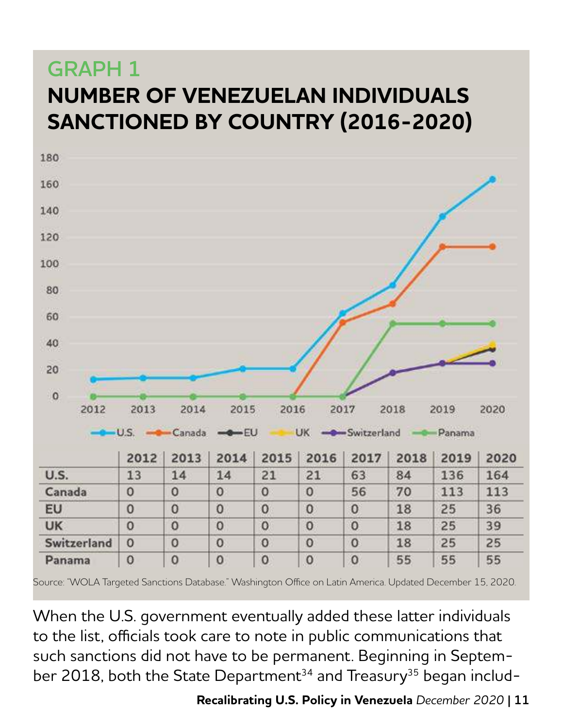## GRAPH 1

## NUMBER OF VENEZUELAN INDIVIDUALS SANCTIONED BY COUNTRY (2016-2020)

180
160
140
120
100
80
60
40
20
0

2012 2013 2014 2015 2016 2017 2018 2019 2020

U.S. Canada EU UK Switzerland Panama

| | 2012 | 2013 | 2014 | 2015 | 2016 | 2017 | 2018 | 2019 | 2020 |
|---|---|---|---|---|---|---|---|---|---|
| U.S. | 13 | 14 | 14 | 21 | 21 | 63 | 84 | 136 | 164 |
| Canada | 0 | 0 | 0 | 0 | 0 | 56 | 70 | 113 | 113 |
| EU | 0 | 0 | 0 | 0 | 0 | 0 | 18 | 25 | 36 |
| UK | 0 | 0 | 0 | 0 | 0 | 0 | 18 | 25 | 39 |
| Switzerland | 0 | 0 | 0 | 0 | 0 | 0 | 18 | 25 | 25 |
| Panama | 0 | 0 | 0 | 0 | 0 | 0 | 55 | 55 | 55 |

Source: "WOLA Targeted Sanctions Database." Washington Office on Latin America. Updated December 15, 2020.

When the U.S. government eventually added these latter individuals to the list, officials took care to note in public communications that such sanctions did not have to be permanent. Beginning in September 2018, both the State Department[34] and Treasury[35] began includ-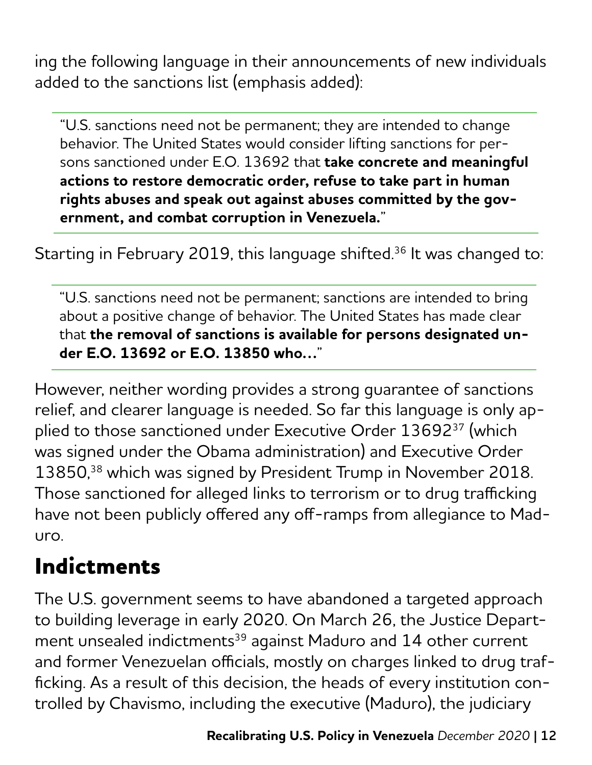ing the following language in their announcements of new individuals added to the sanctions list (emphasis added):

> "U.S. sanctions need not be permanent; they are intended to change behavior. The United States would consider lifting sanctions for persons sanctioned under E.O. 13692 that **take concrete and meaningful actions to restore democratic order, refuse to take part in human rights abuses and speak out against abuses committed by the government, and combat corruption in Venezuela.**"

Starting in February 2019, this language shifted.[36] It was changed to:

> "U.S. sanctions need not be permanent; sanctions are intended to bring about a positive change of behavior. The United States has made clear that **the removal of sanctions is available for persons designated under E.O. 13692 or E.O. 13850 who…**"

However, neither wording provides a strong guarantee of sanctions relief, and clearer language is needed. So far this language is only applied to those sanctioned under Executive Order 13692[37] (which was signed under the Obama administration) and Executive Order 13850,[38] which was signed by President Trump in November 2018. Those sanctioned for alleged links to terrorism or to drug trafficking have not been publicly offered any off-ramps from allegiance to Maduro.

## Indictments

The U.S. government seems to have abandoned a targeted approach to building leverage in early 2020. On March 26, the Justice Department unsealed indictments[39] against Maduro and 14 other current and former Venezuelan officials, mostly on charges linked to drug trafficking. As a result of this decision, the heads of every institution controlled by Chavismo, including the executive (Maduro), the judiciary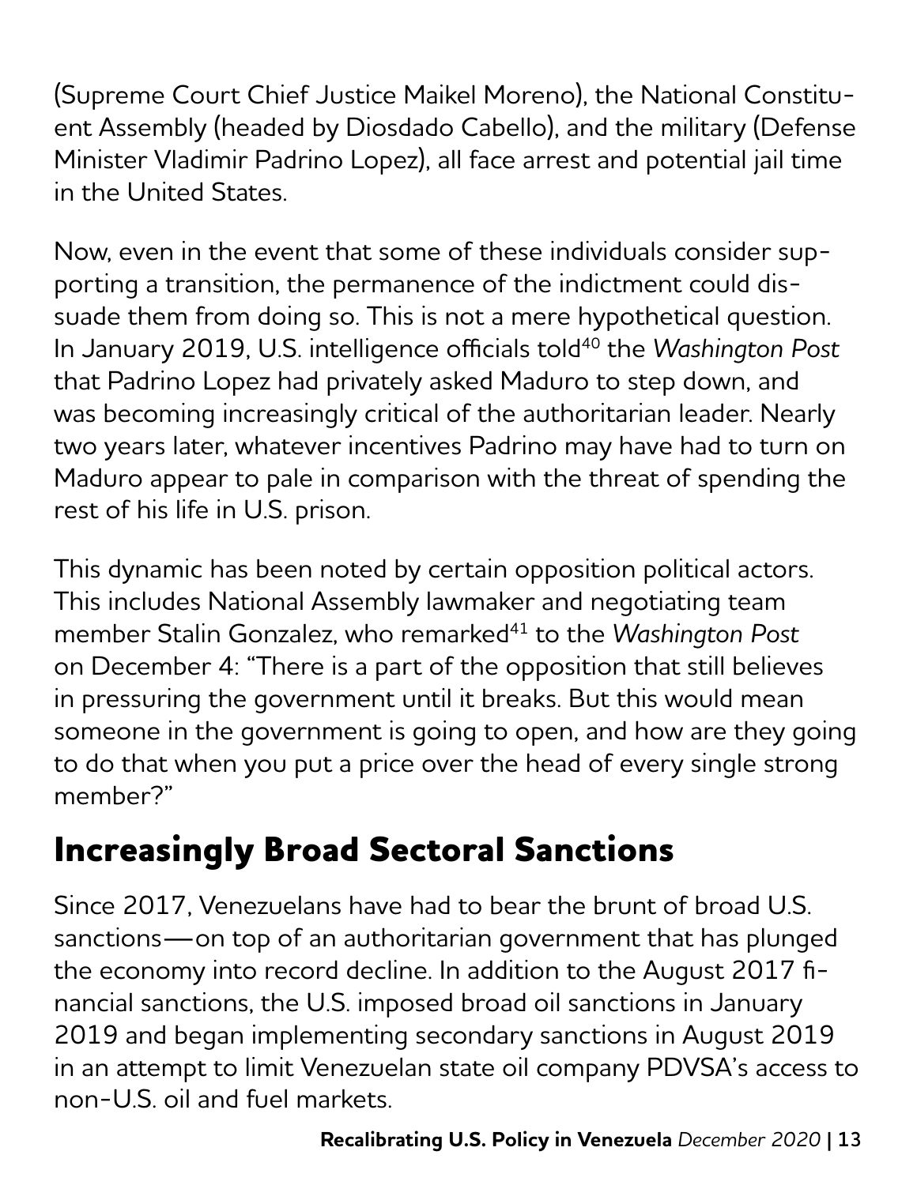(Supreme Court Chief Justice Maikel Moreno), the National Constituent Assembly (headed by Diosdado Cabello), and the military (Defense Minister Vladimir Padrino Lopez), all face arrest and potential jail time in the United States.

Now, even in the event that some of these individuals consider supporting a transition, the permanence of the indictment could dissuade them from doing so. This is not a mere hypothetical question. In January 2019, U.S. intelligence officials told[40] the *Washington Post* that Padrino Lopez had privately asked Maduro to step down, and was becoming increasingly critical of the authoritarian leader. Nearly two years later, whatever incentives Padrino may have had to turn on Maduro appear to pale in comparison with the threat of spending the rest of his life in U.S. prison.

This dynamic has been noted by certain opposition political actors. This includes National Assembly lawmaker and negotiating team member Stalin Gonzalez, who remarked[41] to the *Washington Post* on December 4: "There is a part of the opposition that still believes in pressuring the government until it breaks. But this would mean someone in the government is going to open, and how are they going to do that when you put a price over the head of every single strong member?"

## Increasingly Broad Sectoral Sanctions

Since 2017, Venezuelans have had to bear the brunt of broad U.S. sanctions—on top of an authoritarian government that has plunged the economy into record decline. In addition to the August 2017 financial sanctions, the U.S. imposed broad oil sanctions in January 2019 and began implementing secondary sanctions in August 2019 in an attempt to limit Venezuelan state oil company PDVSA's access to non-U.S. oil and fuel markets.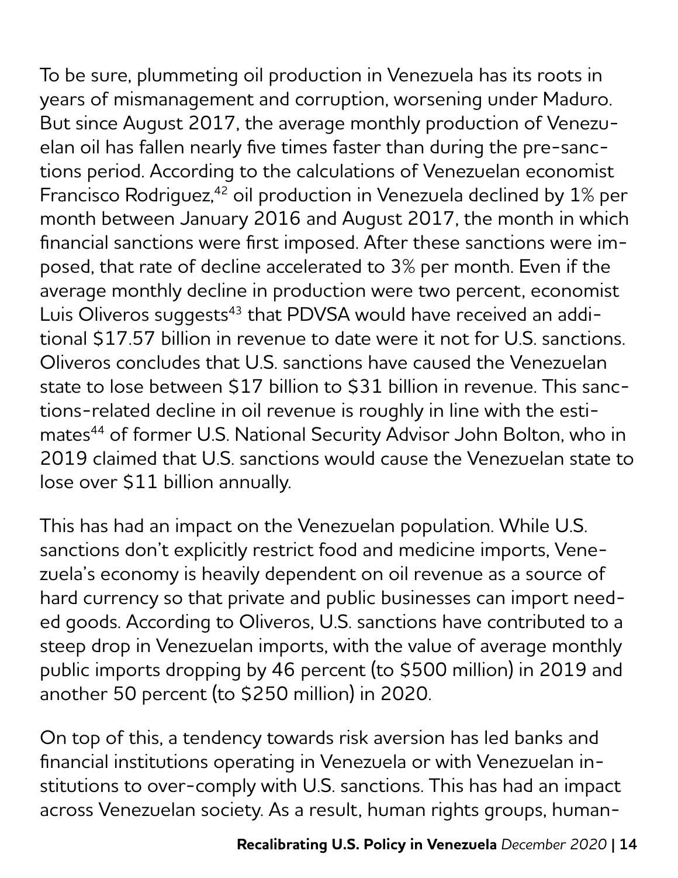To be sure, plummeting oil production in Venezuela has its roots in years of mismanagement and corruption, worsening under Maduro. But since August 2017, the average monthly production of Venezuelan oil has fallen nearly five times faster than during the pre-sanctions period. According to the calculations of Venezuelan economist Francisco Rodriguez,[42] oil production in Venezuela declined by 1% per month between January 2016 and August 2017, the month in which financial sanctions were first imposed. After these sanctions were imposed, that rate of decline accelerated to 3% per month. Even if the average monthly decline in production were two percent, economist Luis Oliveros suggests[43] that PDVSA would have received an additional $17.57 billion in revenue to date were it not for U.S. sanctions. Oliveros concludes that U.S. sanctions have caused the Venezuelan state to lose between $17 billion to $31 billion in revenue. This sanctions-related decline in oil revenue is roughly in line with the estimates[44] of former U.S. National Security Advisor John Bolton, who in 2019 claimed that U.S. sanctions would cause the Venezuelan state to lose over $11 billion annually.

This has had an impact on the Venezuelan population. While U.S. sanctions don't explicitly restrict food and medicine imports, Venezuela's economy is heavily dependent on oil revenue as a source of hard currency so that private and public businesses can import needed goods. According to Oliveros, U.S. sanctions have contributed to a steep drop in Venezuelan imports, with the value of average monthly public imports dropping by 46 percent (to $500 million) in 2019 and another 50 percent (to $250 million) in 2020.

On top of this, a tendency towards risk aversion has led banks and financial institutions operating in Venezuela or with Venezuelan institutions to over-comply with U.S. sanctions. This has had an impact across Venezuelan society. As a result, human rights groups, human-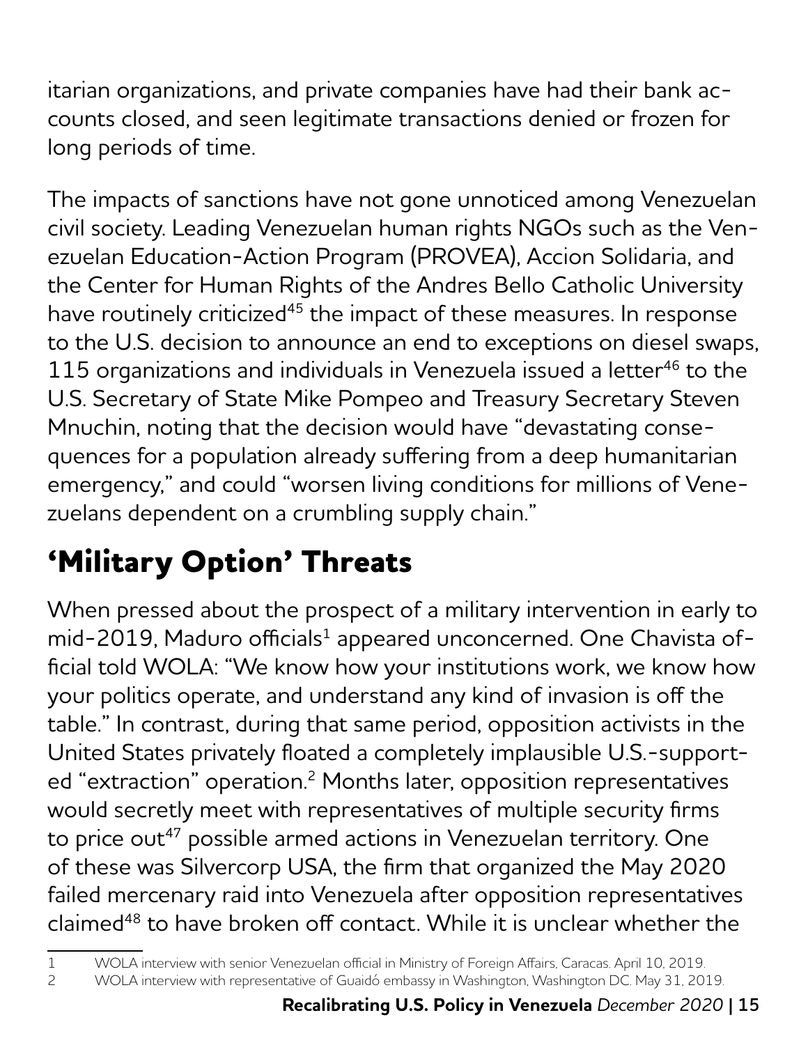itarian organizations, and private companies have had their bank accounts closed, and seen legitimate transactions denied or frozen for long periods of time.

The impacts of sanctions have not gone unnoticed among Venezuelan civil society. Leading Venezuelan human rights NGOs such as the Venezuelan Education-Action Program (PROVEA), Accion Solidaria, and the Center for Human Rights of the Andres Bello Catholic University have routinely criticized[45] the impact of these measures. In response to the U.S. decision to announce an end to exceptions on diesel swaps, 115 organizations and individuals in Venezuela issued a letter[46] to the U.S. Secretary of State Mike Pompeo and Treasury Secretary Steven Mnuchin, noting that the decision would have "devastating consequences for a population already suffering from a deep humanitarian emergency," and could "worsen living conditions for millions of Venezuelans dependent on a crumbling supply chain."

## 'Military Option' Threats

When pressed about the prospect of a military intervention in early to mid-2019, Maduro officials[1] appeared unconcerned. One Chavista official told WOLA: "We know how your institutions work, we know how your politics operate, and understand any kind of invasion is off the table." In contrast, during that same period, opposition activists in the United States privately floated a completely implausible U.S.-supported "extraction" operation.[2] Months later, opposition representatives would secretly meet with representatives of multiple security firms to price out[47] possible armed actions in Venezuelan territory. One of these was Silvercorp USA, the firm that organized the May 2020 failed mercenary raid into Venezuela after opposition representatives claimed[48] to have broken off contact. While it is unclear whether the

1 WOLA interview with senior Venezuelan official in Ministry of Foreign Affairs, Caracas. April 10, 2019.

2 WOLA interview with representative of Guaidó embassy in Washington, Washington DC. May 31, 2019.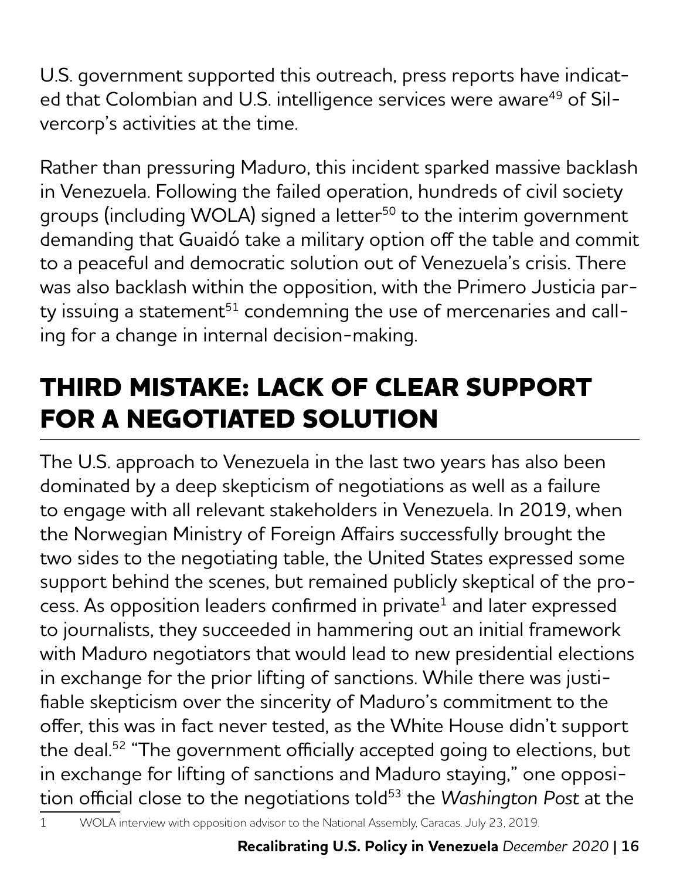U.S. government supported this outreach, press reports have indicated that Colombian and U.S. intelligence services were aware[49] of Silvercorp's activities at the time.

Rather than pressuring Maduro, this incident sparked massive backlash in Venezuela. Following the failed operation, hundreds of civil society groups (including WOLA) signed a letter[50] to the interim government demanding that Guaidó take a military option off the table and commit to a peaceful and democratic solution out of Venezuela's crisis. There was also backlash within the opposition, with the Primero Justicia party issuing a statement[51] condemning the use of mercenaries and calling for a change in internal decision-making.

## THIRD MISTAKE: LACK OF CLEAR SUPPORT FOR A NEGOTIATED SOLUTION

The U.S. approach to Venezuela in the last two years has also been dominated by a deep skepticism of negotiations as well as a failure to engage with all relevant stakeholders in Venezuela. In 2019, when the Norwegian Ministry of Foreign Affairs successfully brought the two sides to the negotiating table, the United States expressed some support behind the scenes, but remained publicly skeptical of the process. As opposition leaders confirmed in private[1] and later expressed to journalists, they succeeded in hammering out an initial framework with Maduro negotiators that would lead to new presidential elections in exchange for the prior lifting of sanctions. While there was justifiable skepticism over the sincerity of Maduro's commitment to the offer, this was in fact never tested, as the White House didn't support the deal.[52] "The government officially accepted going to elections, but in exchange for lifting of sanctions and Maduro staying," one opposition official close to the negotiations told[53] the *Washington Post* at the

1 WOLA interview with opposition advisor to the National Assembly, Caracas. July 23, 2019.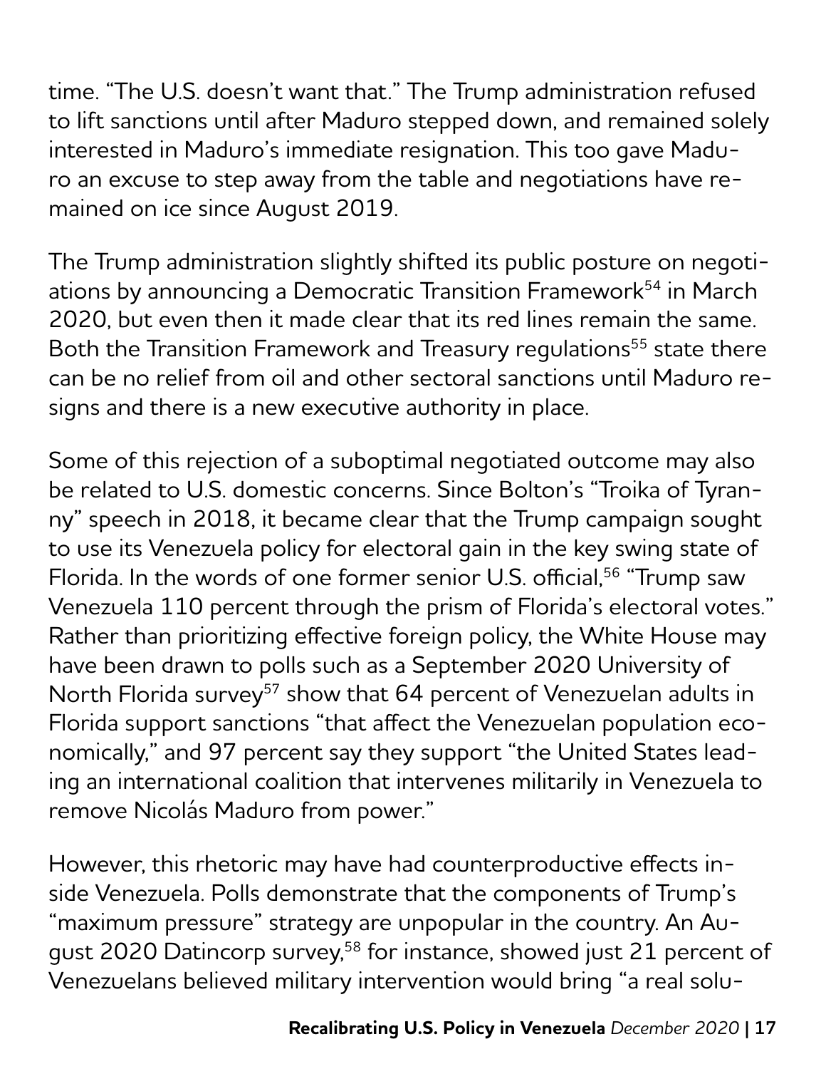time. “The U.S. doesn’t want that.” The Trump administration refused to lift sanctions until after Maduro stepped down, and remained solely interested in Maduro’s immediate resignation. This too gave Maduro an excuse to step away from the table and negotiations have remained on ice since August 2019.

The Trump administration slightly shifted its public posture on negotiations by announcing a Democratic Transition Framework[54] in March 2020, but even then it made clear that its red lines remain the same. Both the Transition Framework and Treasury regulations[55] state there can be no relief from oil and other sectoral sanctions until Maduro resigns and there is a new executive authority in place.

Some of this rejection of a suboptimal negotiated outcome may also be related to U.S. domestic concerns. Since Bolton’s “Troika of Tyranny” speech in 2018, it became clear that the Trump campaign sought to use its Venezuela policy for electoral gain in the key swing state of Florida. In the words of one former senior U.S. official,[56] “Trump saw Venezuela 110 percent through the prism of Florida’s electoral votes.” Rather than prioritizing effective foreign policy, the White House may have been drawn to polls such as a September 2020 University of North Florida survey[57] show that 64 percent of Venezuelan adults in Florida support sanctions “that affect the Venezuelan population economically,” and 97 percent say they support “the United States leading an international coalition that intervenes militarily in Venezuela to remove Nicolás Maduro from power.”

However, this rhetoric may have had counterproductive effects inside Venezuela. Polls demonstrate that the components of Trump’s “maximum pressure” strategy are unpopular in the country. An August 2020 Datincorp survey,[58] for instance, showed just 21 percent of Venezuelans believed military intervention would bring “a real solu-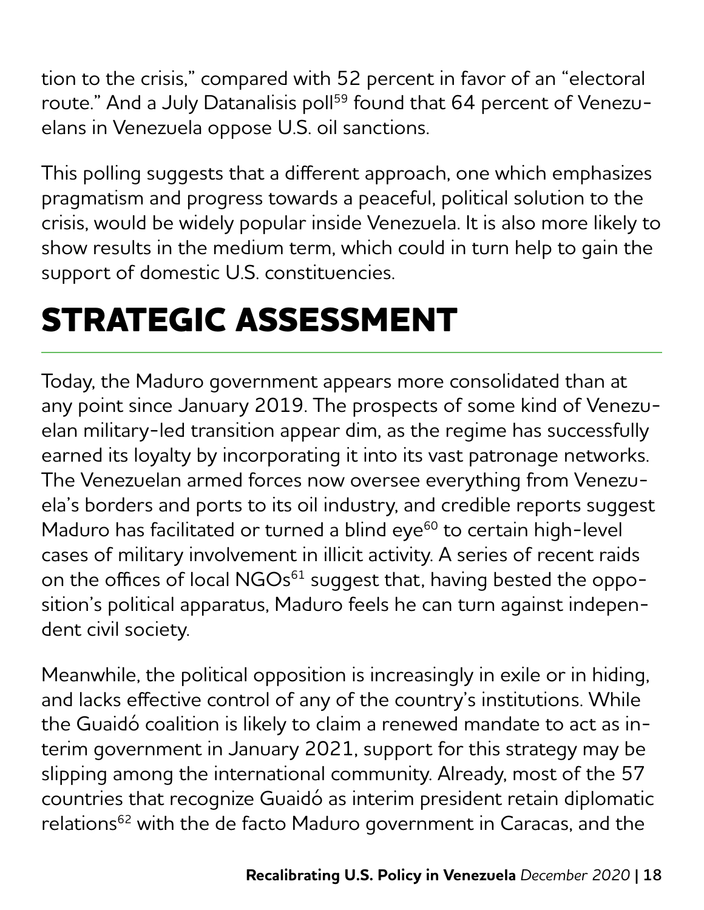tion to the crisis," compared with 52 percent in favor of an "electoral route." And a July Datanalisis poll[59] found that 64 percent of Venezuelans in Venezuela oppose U.S. oil sanctions.

This polling suggests that a different approach, one which emphasizes pragmatism and progress towards a peaceful, political solution to the crisis, would be widely popular inside Venezuela. It is also more likely to show results in the medium term, which could in turn help to gain the support of domestic U.S. constituencies.

# STRATEGIC ASSESSMENT

Today, the Maduro government appears more consolidated than at any point since January 2019. The prospects of some kind of Venezuelan military-led transition appear dim, as the regime has successfully earned its loyalty by incorporating it into its vast patronage networks. The Venezuelan armed forces now oversee everything from Venezuela's borders and ports to its oil industry, and credible reports suggest Maduro has facilitated or turned a blind eye[60] to certain high-level cases of military involvement in illicit activity. A series of recent raids on the offices of local NGOs[61] suggest that, having bested the opposition's political apparatus, Maduro feels he can turn against independent civil society.

Meanwhile, the political opposition is increasingly in exile or in hiding, and lacks effective control of any of the country's institutions. While the Guaidó coalition is likely to claim a renewed mandate to act as interim government in January 2021, support for this strategy may be slipping among the international community. Already, most of the 57 countries that recognize Guaidó as interim president retain diplomatic relations[62] with the de facto Maduro government in Caracas, and the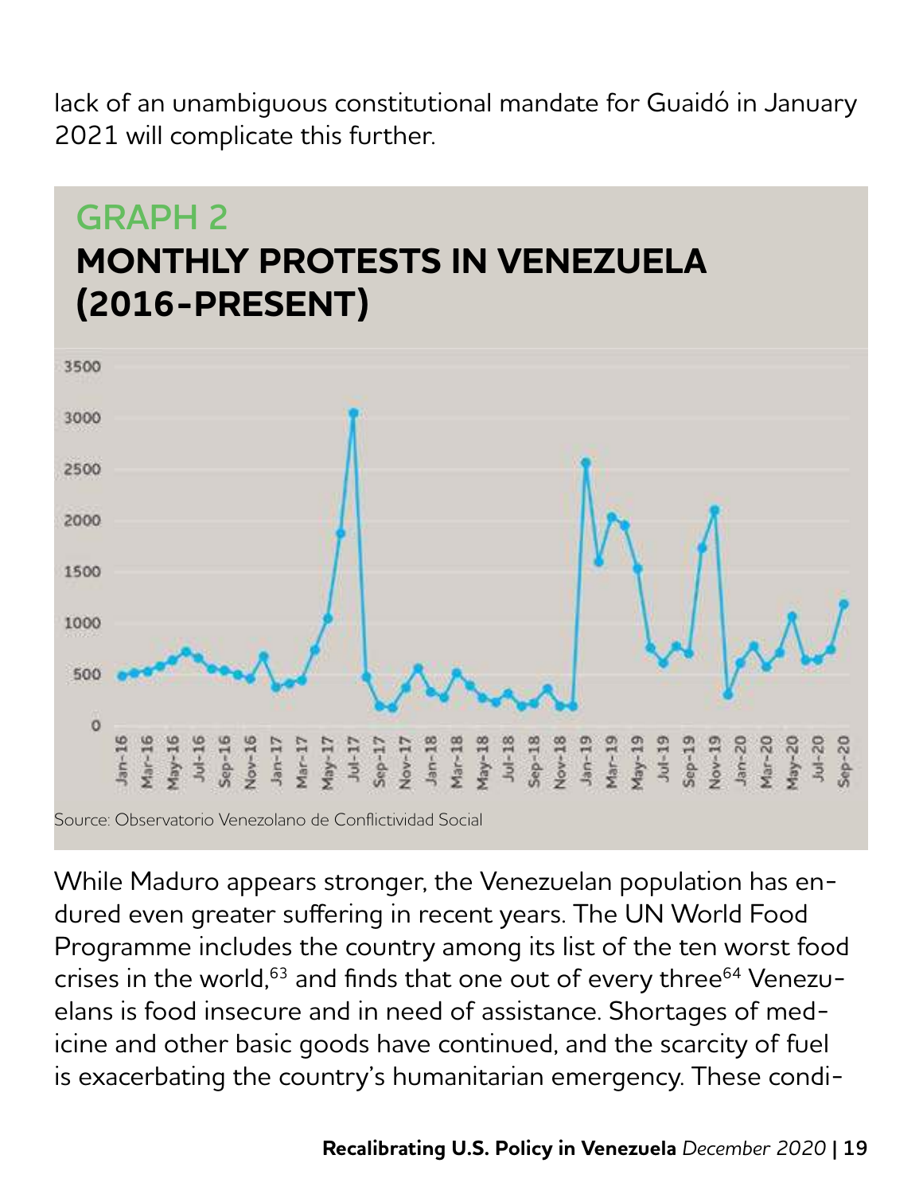lack of an unambiguous constitutional mandate for Guaidó in January 2021 will complicate this further.

## GRAPH 2

## MONTHLY PROTESTS IN VENEZUELA (2016-PRESENT)

3500
3000
2500
2000
1500
1000
500
0

Jan-16
Mar-16
May-16
Jul-16
Sep-16
Nov-16
Jan-17
Mar-17
May-17
Jul-17
Sep-17
Nov-17
Jan-18
Mar-18
May-18
Jul-18
Sep-18
Nov-18
Jan-19
Mar-19
May-19
Jul-19
Sep-19
Nov-19
Jan-20
Mar-20
May-20
Jul-20
Sep-20

Source: Observatorio Venezolano de Conflictividad Social

While Maduro appears stronger, the Venezuelan population has endured even greater suffering in recent years. The UN World Food Programme includes the country among its list of the ten worst food crises in the world,[63] and finds that one out of every three[64] Venezuelans is food insecure and in need of assistance. Shortages of medicine and other basic goods have continued, and the scarcity of fuel is exacerbating the country's humanitarian emergency. These condi-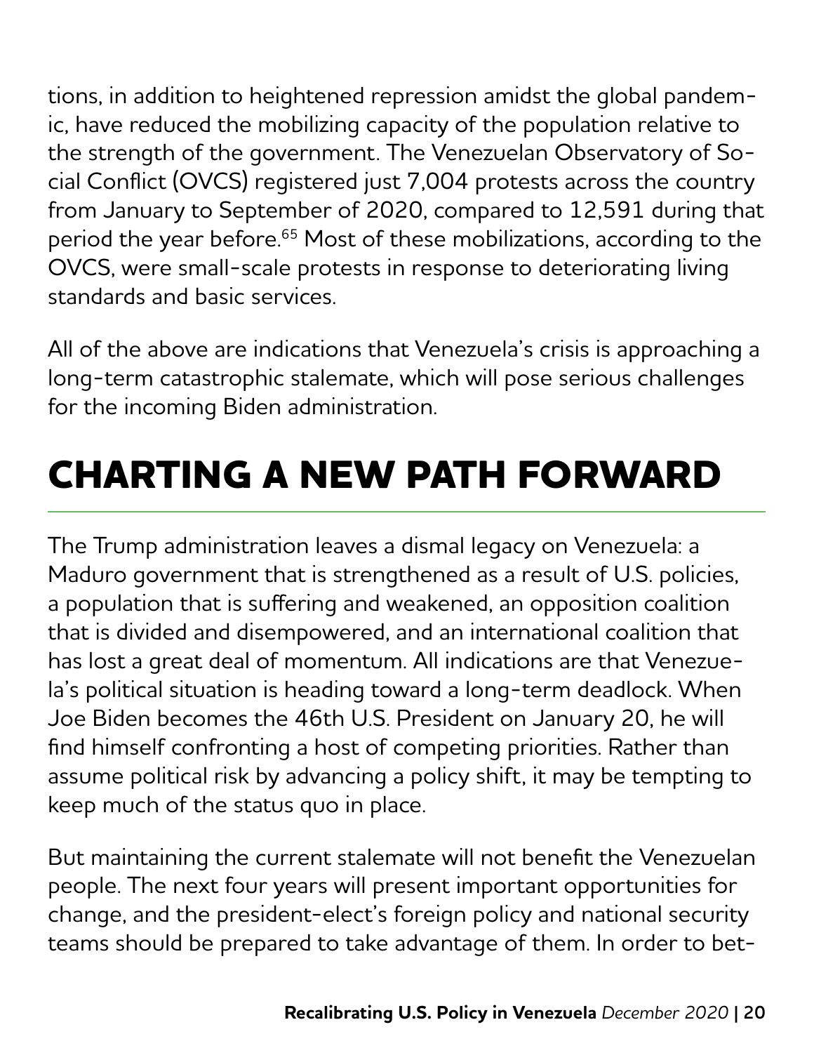tions, in addition to heightened repression amidst the global pandemic, have reduced the mobilizing capacity of the population relative to the strength of the government. The Venezuelan Observatory of Social Conflict (OVCS) registered just 7,004 protests across the country from January to September of 2020, compared to 12,591 during that period the year before.[65] Most of these mobilizations, according to the OVCS, were small-scale protests in response to deteriorating living standards and basic services.

All of the above are indications that Venezuela's crisis is approaching a long-term catastrophic stalemate, which will pose serious challenges for the incoming Biden administration.

# CHARTING A NEW PATH FORWARD

The Trump administration leaves a dismal legacy on Venezuela: a Maduro government that is strengthened as a result of U.S. policies, a population that is suffering and weakened, an opposition coalition that is divided and disempowered, and an international coalition that has lost a great deal of momentum. All indications are that Venezuela's political situation is heading toward a long-term deadlock. When Joe Biden becomes the 46th U.S. President on January 20, he will find himself confronting a host of competing priorities. Rather than assume political risk by advancing a policy shift, it may be tempting to keep much of the status quo in place.

But maintaining the current stalemate will not benefit the Venezuelan people. The next four years will present important opportunities for change, and the president-elect's foreign policy and national security teams should be prepared to take advantage of them. In order to bet-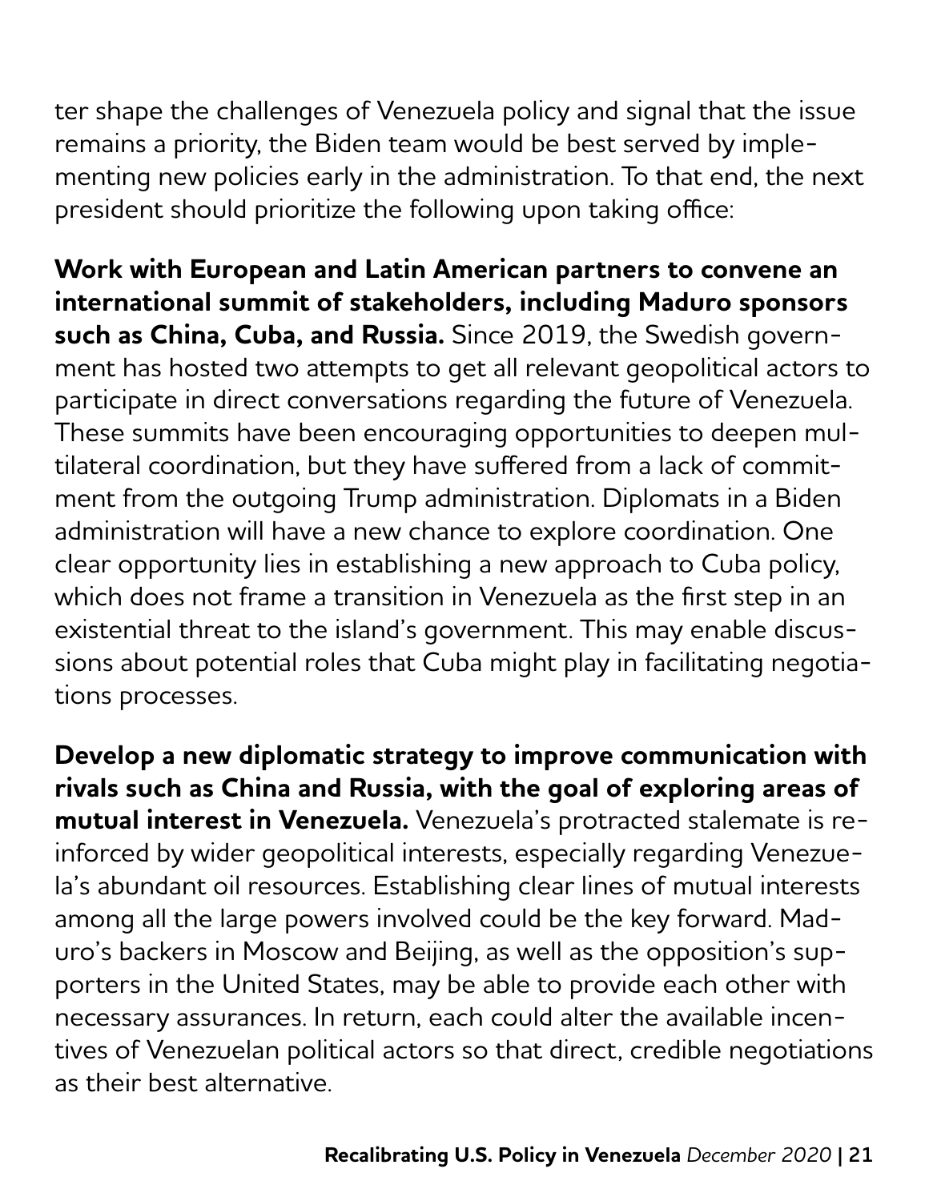ter shape the challenges of Venezuela policy and signal that the issue remains a priority, the Biden team would be best served by implementing new policies early in the administration. To that end, the next president should prioritize the following upon taking office:

**Work with European and Latin American partners to convene an international summit of stakeholders, including Maduro sponsors such as China, Cuba, and Russia.** Since 2019, the Swedish government has hosted two attempts to get all relevant geopolitical actors to participate in direct conversations regarding the future of Venezuela. These summits have been encouraging opportunities to deepen multilateral coordination, but they have suffered from a lack of commitment from the outgoing Trump administration. Diplomats in a Biden administration will have a new chance to explore coordination. One clear opportunity lies in establishing a new approach to Cuba policy, which does not frame a transition in Venezuela as the first step in an existential threat to the island's government. This may enable discussions about potential roles that Cuba might play in facilitating negotiations processes.

**Develop a new diplomatic strategy to improve communication with rivals such as China and Russia, with the goal of exploring areas of mutual interest in Venezuela.** Venezuela's protracted stalemate is reinforced by wider geopolitical interests, especially regarding Venezuela's abundant oil resources. Establishing clear lines of mutual interests among all the large powers involved could be the key forward. Maduro's backers in Moscow and Beijing, as well as the opposition's supporters in the United States, may be able to provide each other with necessary assurances. In return, each could alter the available incentives of Venezuelan political actors so that direct, credible negotiations as their best alternative.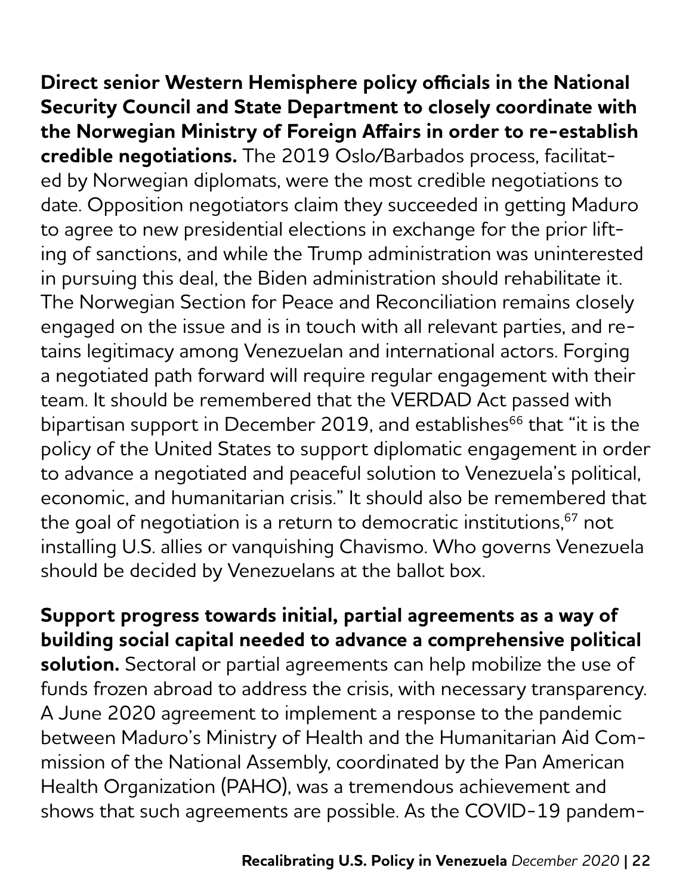**Direct senior Western Hemisphere policy officials in the National Security Council and State Department to closely coordinate with the Norwegian Ministry of Foreign Affairs in order to re-establish credible negotiations.** The 2019 Oslo/Barbados process, facilitated by Norwegian diplomats, were the most credible negotiations to date. Opposition negotiators claim they succeeded in getting Maduro to agree to new presidential elections in exchange for the prior lifting of sanctions, and while the Trump administration was uninterested in pursuing this deal, the Biden administration should rehabilitate it. The Norwegian Section for Peace and Reconciliation remains closely engaged on the issue and is in touch with all relevant parties, and retains legitimacy among Venezuelan and international actors. Forging a negotiated path forward will require regular engagement with their team. It should be remembered that the VERDAD Act passed with bipartisan support in December 2019, and establishes[66] that "it is the policy of the United States to support diplomatic engagement in order to advance a negotiated and peaceful solution to Venezuela's political, economic, and humanitarian crisis." It should also be remembered that the goal of negotiation is a return to democratic institutions,[67] not installing U.S. allies or vanquishing Chavismo. Who governs Venezuela should be decided by Venezuelans at the ballot box.

**Support progress towards initial, partial agreements as a way of building social capital needed to advance a comprehensive political solution.** Sectoral or partial agreements can help mobilize the use of funds frozen abroad to address the crisis, with necessary transparency. A June 2020 agreement to implement a response to the pandemic between Maduro's Ministry of Health and the Humanitarian Aid Commission of the National Assembly, coordinated by the Pan American Health Organization (PAHO), was a tremendous achievement and shows that such agreements are possible. As the COVID-19 pandem-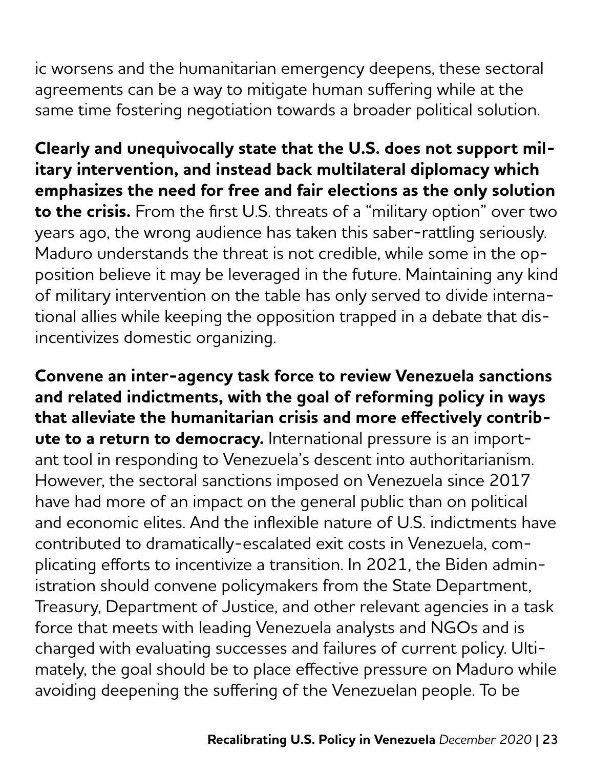ic worsens and the humanitarian emergency deepens, these sectoral agreements can be a way to mitigate human suffering while at the same time fostering negotiation towards a broader political solution.

**Clearly and unequivocally state that the U.S. does not support military intervention, and instead back multilateral diplomacy which emphasizes the need for free and fair elections as the only solution to the crisis.** From the first U.S. threats of a "military option" over two years ago, the wrong audience has taken this saber-rattling seriously. Maduro understands the threat is not credible, while some in the opposition believe it may be leveraged in the future. Maintaining any kind of military intervention on the table has only served to divide international allies while keeping the opposition trapped in a debate that disincentivizes domestic organizing.

**Convene an inter-agency task force to review Venezuela sanctions and related indictments, with the goal of reforming policy in ways that alleviate the humanitarian crisis and more effectively contribute to a return to democracy.** International pressure is an important tool in responding to Venezuela's descent into authoritarianism. However, the sectoral sanctions imposed on Venezuela since 2017 have had more of an impact on the general public than on political and economic elites. And the inflexible nature of U.S. indictments have contributed to dramatically-escalated exit costs in Venezuela, complicating efforts to incentivize a transition. In 2021, the Biden administration should convene policymakers from the State Department, Treasury, Department of Justice, and other relevant agencies in a task force that meets with leading Venezuela analysts and NGOs and is charged with evaluating successes and failures of current policy. Ultimately, the goal should be to place effective pressure on Maduro while avoiding deepening the suffering of the Venezuelan people. To be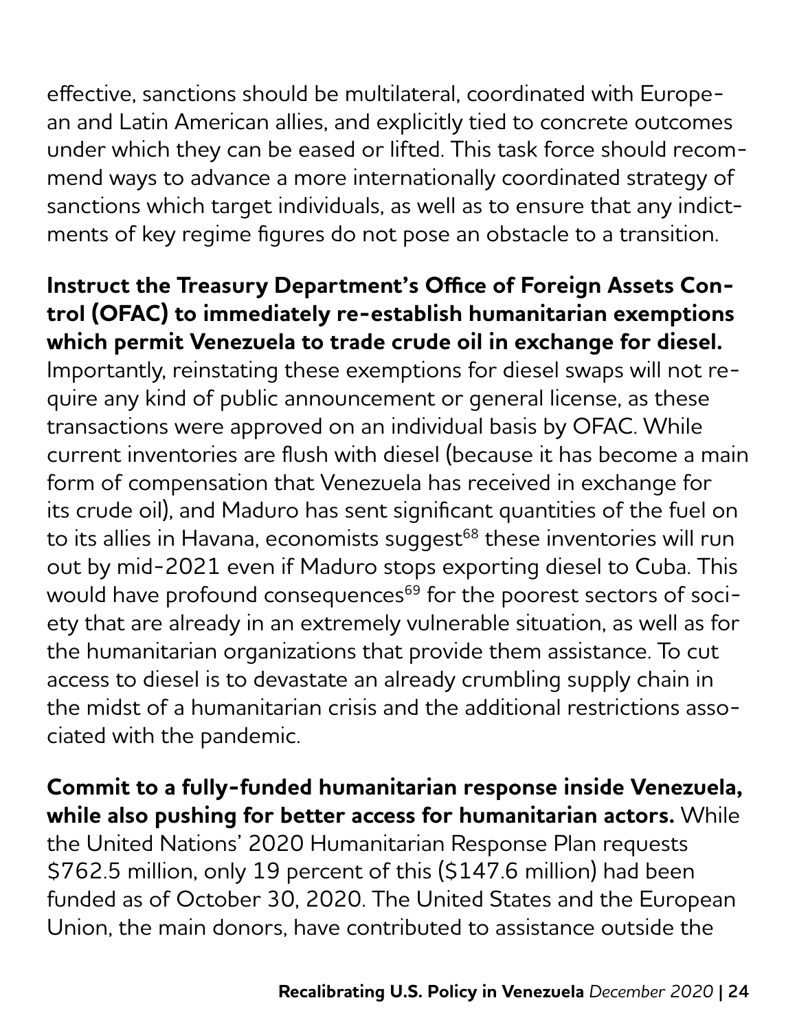effective, sanctions should be multilateral, coordinated with European and Latin American allies, and explicitly tied to concrete outcomes under which they can be eased or lifted. This task force should recommend ways to advance a more internationally coordinated strategy of sanctions which target individuals, as well as to ensure that any indictments of key regime figures do not pose an obstacle to a transition.

**Instruct the Treasury Department's Office of Foreign Assets Control (OFAC) to immediately re-establish humanitarian exemptions which permit Venezuela to trade crude oil in exchange for diesel.** Importantly, reinstating these exemptions for diesel swaps will not require any kind of public announcement or general license, as these transactions were approved on an individual basis by OFAC. While current inventories are flush with diesel (because it has become a main form of compensation that Venezuela has received in exchange for its crude oil), and Maduro has sent significant quantities of the fuel on to its allies in Havana, economists suggest[68] these inventories will run out by mid-2021 even if Maduro stops exporting diesel to Cuba. This would have profound consequences[69] for the poorest sectors of society that are already in an extremely vulnerable situation, as well as for the humanitarian organizations that provide them assistance. To cut access to diesel is to devastate an already crumbling supply chain in the midst of a humanitarian crisis and the additional restrictions associated with the pandemic.

**Commit to a fully-funded humanitarian response inside Venezuela, while also pushing for better access for humanitarian actors.** While the United Nations' 2020 Humanitarian Response Plan requests $762.5 million, only 19 percent of this ($147.6 million) had been funded as of October 30, 2020. The United States and the European Union, the main donors, have contributed to assistance outside the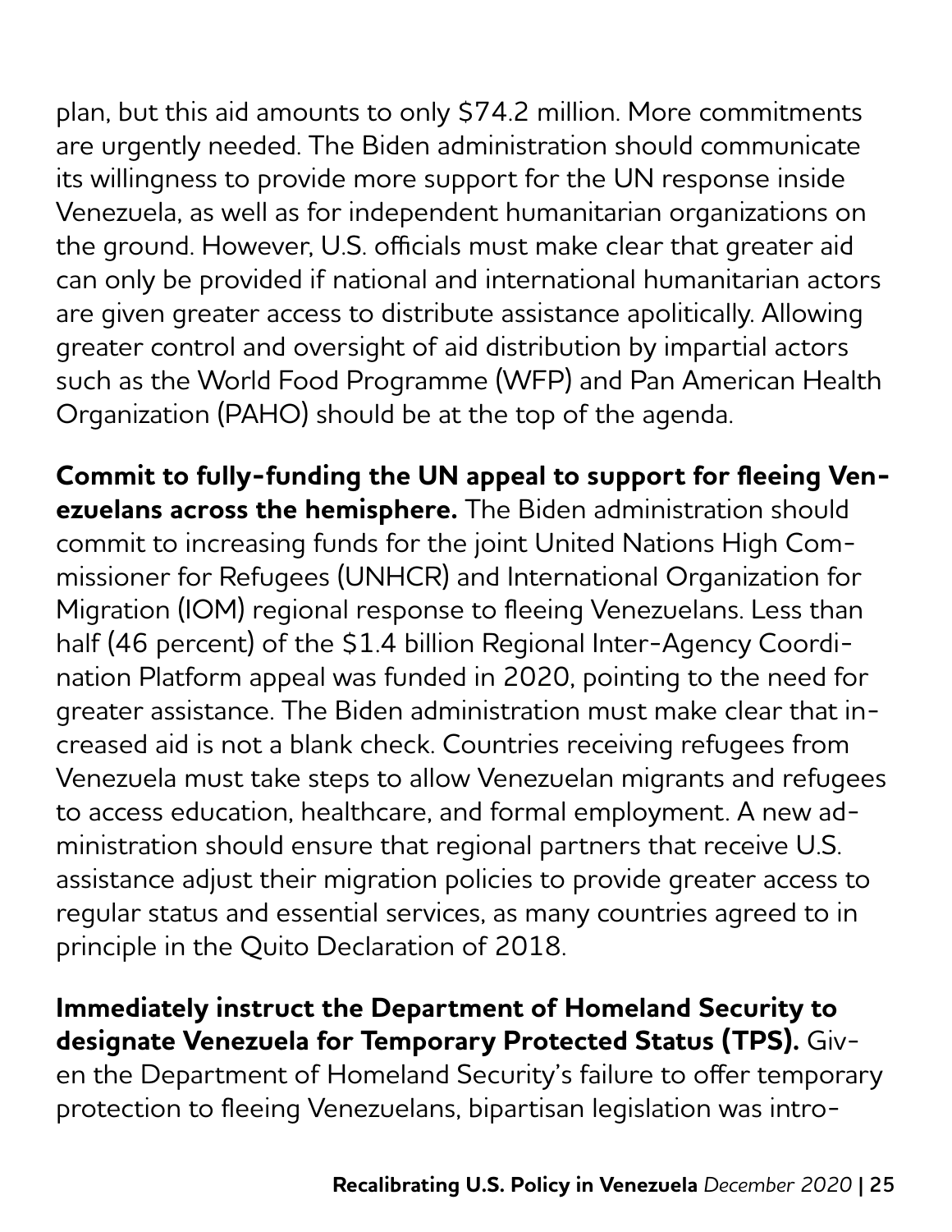plan, but this aid amounts to only $74.2 million. More commitments are urgently needed. The Biden administration should communicate its willingness to provide more support for the UN response inside Venezuela, as well as for independent humanitarian organizations on the ground. However, U.S. officials must make clear that greater aid can only be provided if national and international humanitarian actors are given greater access to distribute assistance apolitically. Allowing greater control and oversight of aid distribution by impartial actors such as the World Food Programme (WFP) and Pan American Health Organization (PAHO) should be at the top of the agenda.

**Commit to fully-funding the UN appeal to support for fleeing Venezuelans across the hemisphere.** The Biden administration should commit to increasing funds for the joint United Nations High Commissioner for Refugees (UNHCR) and International Organization for Migration (IOM) regional response to fleeing Venezuelans. Less than half (46 percent) of the $1.4 billion Regional Inter-Agency Coordination Platform appeal was funded in 2020, pointing to the need for greater assistance. The Biden administration must make clear that increased aid is not a blank check. Countries receiving refugees from Venezuela must take steps to allow Venezuelan migrants and refugees to access education, healthcare, and formal employment. A new administration should ensure that regional partners that receive U.S. assistance adjust their migration policies to provide greater access to regular status and essential services, as many countries agreed to in principle in the Quito Declaration of 2018.

**Immediately instruct the Department of Homeland Security to designate Venezuela for Temporary Protected Status (TPS).** Given the Department of Homeland Security's failure to offer temporary protection to fleeing Venezuelans, bipartisan legislation was intro-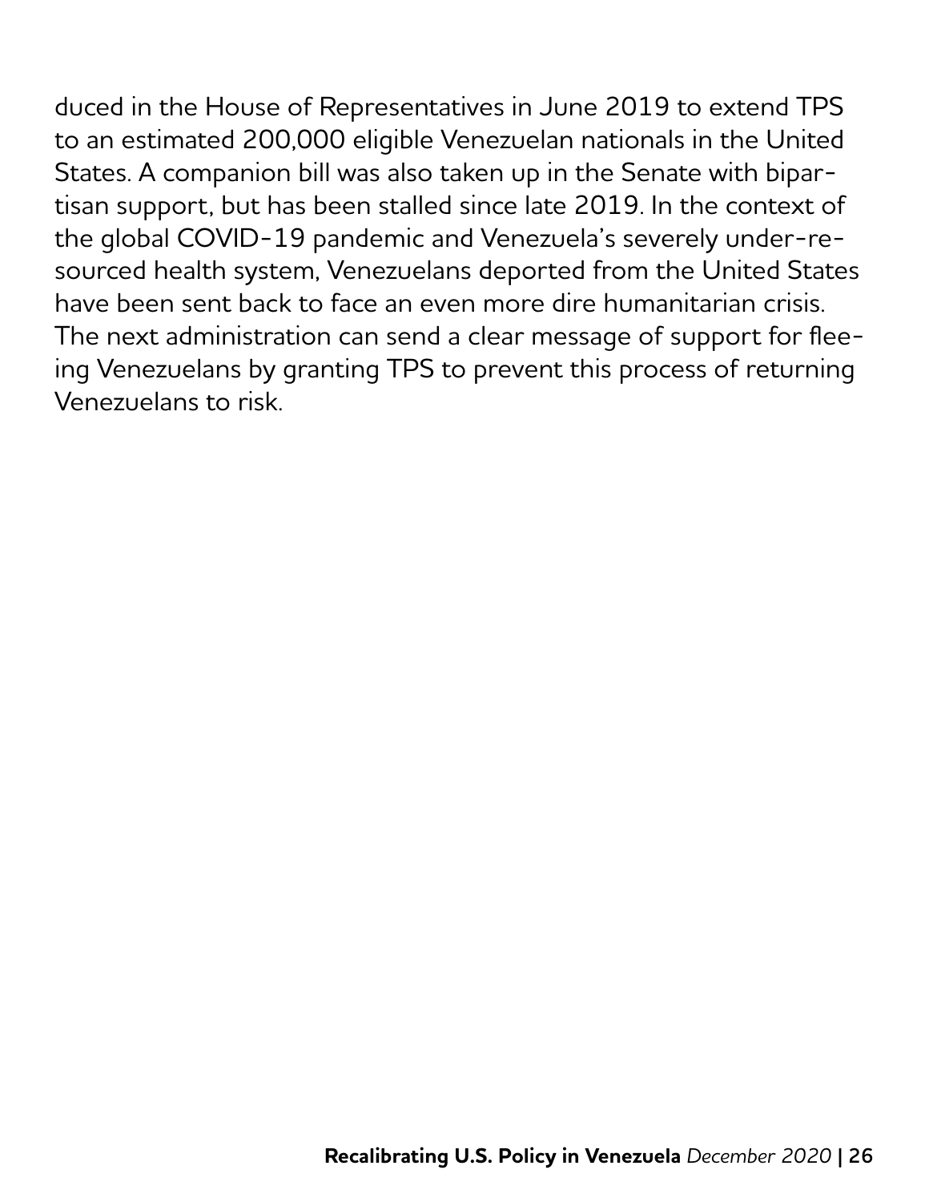duced in the House of Representatives in June 2019 to extend TPS to an estimated 200,000 eligible Venezuelan nationals in the United States. A companion bill was also taken up in the Senate with bipartisan support, but has been stalled since late 2019. In the context of the global COVID-19 pandemic and Venezuela's severely under-resourced health system, Venezuelans deported from the United States have been sent back to face an even more dire humanitarian crisis. The next administration can send a clear message of support for fleeing Venezuelans by granting TPS to prevent this process of returning Venezuelans to risk.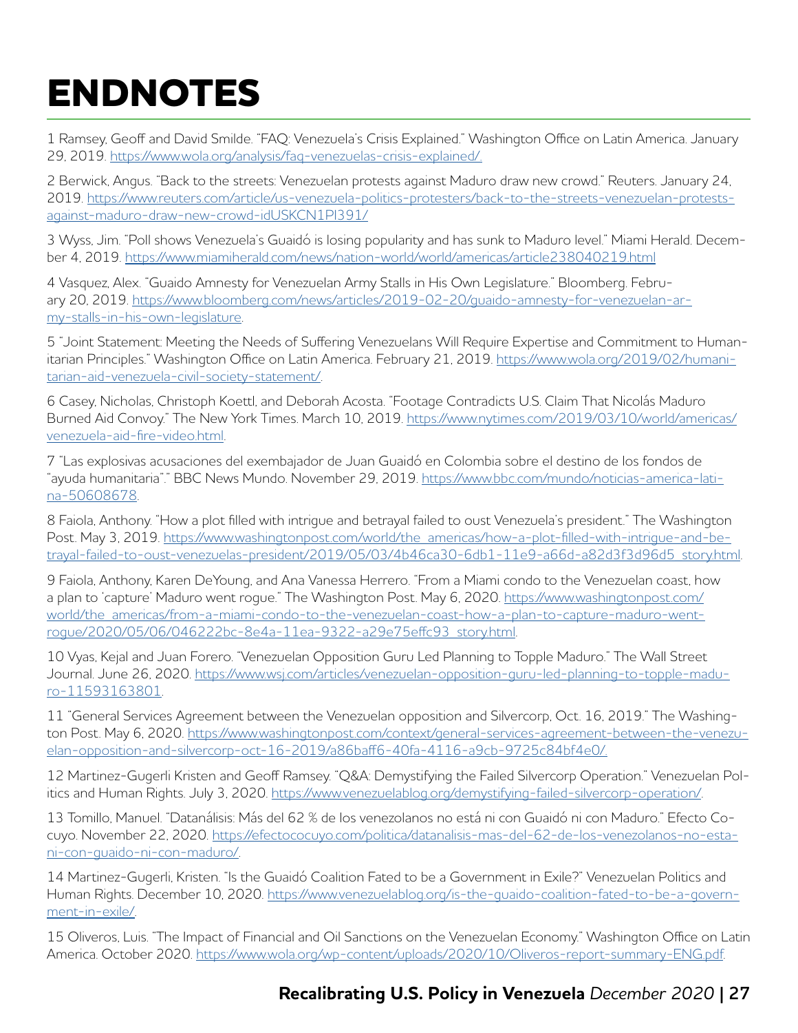# ENDNOTES

1 Ramsey, Geoff and David Smilde. "FAQ: Venezuela's Crisis Explained." Washington Office on Latin America. January 29, 2019. https://www.wola.org/analysis/faq-venezuelas-crisis-explained/.

2 Berwick, Angus. "Back to the streets: Venezuelan protests against Maduro draw new crowd." Reuters. January 24, 2019. https://www.reuters.com/article/us-venezuela-politics-protesters/back-to-the-streets-venezuelan-protests-against-maduro-draw-new-crowd-idUSKCN1PI391/

3 Wyss, Jim. "Poll shows Venezuela's Guaidó is losing popularity and has sunk to Maduro level." Miami Herald. December 4, 2019. https://www.miamiherald.com/news/nation-world/world/americas/article238040219.html

4 Vasquez, Alex. "Guaido Amnesty for Venezuelan Army Stalls in His Own Legislature." Bloomberg. February 20, 2019. https://www.bloomberg.com/news/articles/2019-02-20/guaido-amnesty-for-venezuelan-army-stalls-in-his-own-legislature.

5 "Joint Statement: Meeting the Needs of Suffering Venezuelans Will Require Expertise and Commitment to Humanitarian Principles." Washington Office on Latin America. February 21, 2019. https://www.wola.org/2019/02/humanitarian-aid-venezuela-civil-society-statement/.

6 Casey, Nicholas, Christoph Koettl, and Deborah Acosta. "Footage Contradicts U.S. Claim That Nicolás Maduro Burned Aid Convoy." The New York Times. March 10, 2019. https://www.nytimes.com/2019/03/10/world/americas/venezuela-aid-fire-video.html.

7 "Las explosivas acusaciones del exembajador de Juan Guaidó en Colombia sobre el destino de los fondos de "ayuda humanitaria"." BBC News Mundo. November 29, 2019. https://www.bbc.com/mundo/noticias-america-latina-50608678.

8 Faiola, Anthony. "How a plot filled with intrigue and betrayal failed to oust Venezuela's president." The Washington Post. May 3, 2019. https://www.washingtonpost.com/world/the_americas/how-a-plot-filled-with-intrigue-and-betrayal-failed-to-oust-venezuelas-president/2019/05/03/4b46ca30-6db1-11e9-a66d-a82d3f3d96d5_story.html.

9 Faiola, Anthony, Karen DeYoung, and Ana Vanessa Herrero. "From a Miami condo to the Venezuelan coast, how a plan to 'capture' Maduro went rogue." The Washington Post. May 6, 2020. https://www.washingtonpost.com/world/the_americas/from-a-miami-condo-to-the-venezuelan-coast-how-a-plan-to-capture-maduro-went-rogue/2020/05/06/046222bc-8e4a-11ea-9322-a29e75effc93_story.html.

10 Vyas, Kejal and Juan Forero. "Venezuelan Opposition Guru Led Planning to Topple Maduro." The Wall Street Journal. June 26, 2020. https://www.wsj.com/articles/venezuelan-opposition-guru-led-planning-to-topple-maduro-11593163801.

11 "General Services Agreement between the Venezuelan opposition and Silvercorp, Oct. 16, 2019." The Washington Post. May 6, 2020. https://www.washingtonpost.com/context/general-services-agreement-between-the-venezuelan-opposition-and-silvercorp-oct-16-2019/a86baff6-40fa-4116-a9cb-9725c84bf4e0/.

12 Martinez-Gugerli Kristen and Geoff Ramsey. "Q&A: Demystifying the Failed Silvercorp Operation." Venezuelan Politics and Human Rights. July 3, 2020. https://www.venezuelablog.org/demystifying-failed-silvercorp-operation/.

13 Tomillo, Manuel. "Datanálisis: Más del 62 % de los venezolanos no está ni con Guaidó ni con Maduro." Efecto Cocuyo. November 22, 2020. https://efectococuyo.com/politica/datanalisis-mas-del-62-de-los-venezolanos-no-esta-ni-con-guaido-ni-con-maduro/.

14 Martinez-Gugerli, Kristen. "Is the Guaidó Coalition Fated to be a Government in Exile?" Venezuelan Politics and Human Rights. December 10, 2020. https://www.venezuelablog.org/is-the-guaido-coalition-fated-to-be-a-government-in-exile/.

15 Oliveros, Luis. "The Impact of Financial and Oil Sanctions on the Venezuelan Economy." Washington Office on Latin America. October 2020. https://www.wola.org/wp-content/uploads/2020/10/Oliveros-report-summary-ENG.pdf.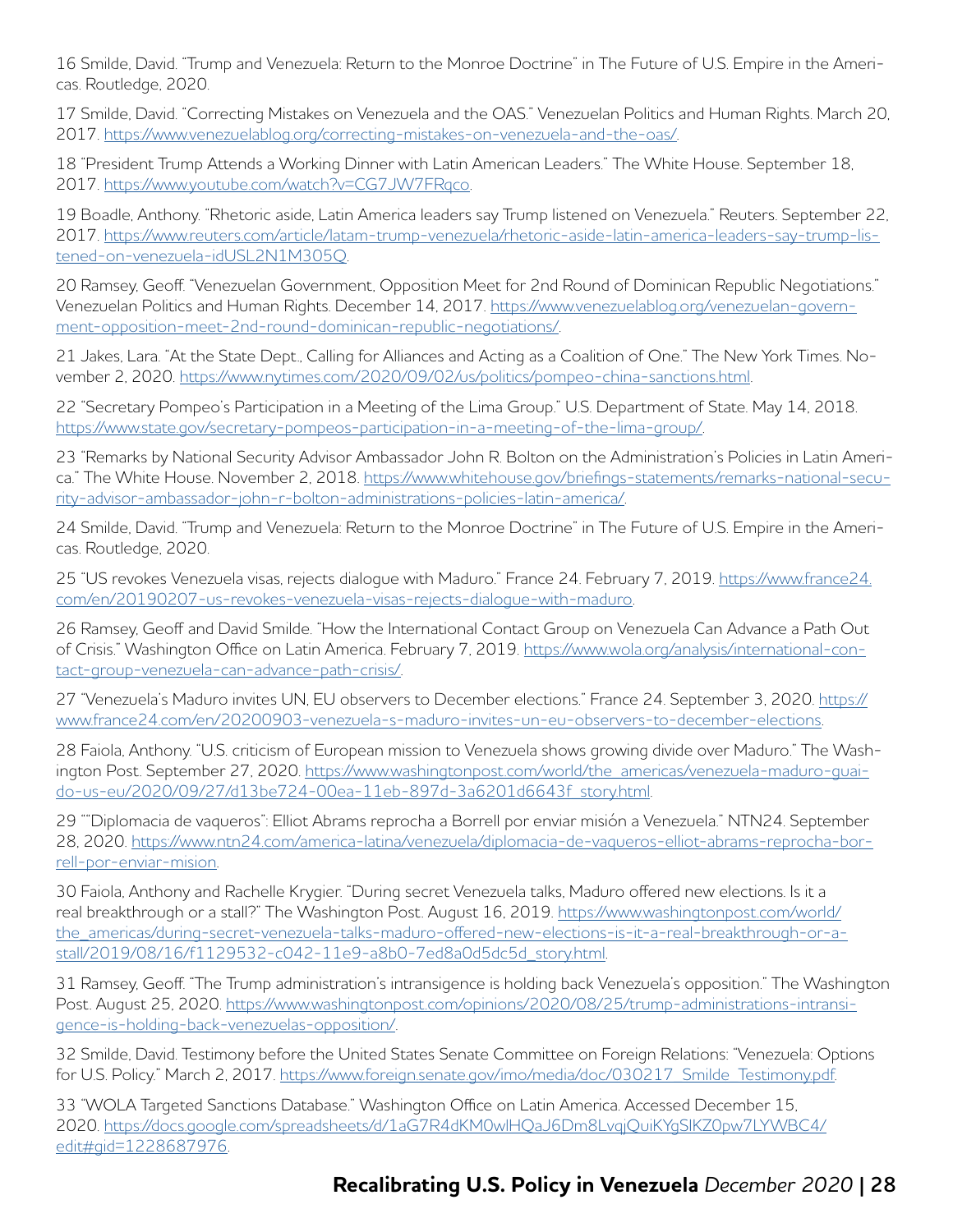16 Smilde, David. "Trump and Venezuela: Return to the Monroe Doctrine" in The Future of U.S. Empire in the Americas. Routledge, 2020.

17 Smilde, David. "Correcting Mistakes on Venezuela and the OAS." Venezuelan Politics and Human Rights. March 20, 2017. https://www.venezuelablog.org/correcting-mistakes-on-venezuela-and-the-oas/.

18 "President Trump Attends a Working Dinner with Latin American Leaders." The White House. September 18, 2017. https://www.youtube.com/watch?v=CG7JW7FRqco.

19 Boadle, Anthony. "Rhetoric aside, Latin America leaders say Trump listened on Venezuela." Reuters. September 22, 2017. https://www.reuters.com/article/latam-trump-venezuela/rhetoric-aside-latin-america-leaders-say-trump-listened-on-venezuela-idUSL2N1M305Q.

20 Ramsey, Geoff. "Venezuelan Government, Opposition Meet for 2nd Round of Dominican Republic Negotiations." Venezuelan Politics and Human Rights. December 14, 2017. https://www.venezuelablog.org/venezuelan-government-opposition-meet-2nd-round-dominican-republic-negotiations/.

21 Jakes, Lara. "At the State Dept., Calling for Alliances and Acting as a Coalition of One." The New York Times. November 2, 2020. https://www.nytimes.com/2020/09/02/us/politics/pompeo-china-sanctions.html.

22 "Secretary Pompeo's Participation in a Meeting of the Lima Group." U.S. Department of State. May 14, 2018. https://www.state.gov/secretary-pompeos-participation-in-a-meeting-of-the-lima-group/.

23 "Remarks by National Security Advisor Ambassador John R. Bolton on the Administration's Policies in Latin America." The White House. November 2, 2018. https://www.whitehouse.gov/briefings-statements/remarks-national-security-advisor-ambassador-john-r-bolton-administrations-policies-latin-america/.

24 Smilde, David. "Trump and Venezuela: Return to the Monroe Doctrine" in The Future of U.S. Empire in the Americas. Routledge, 2020.

25 "US revokes Venezuela visas, rejects dialogue with Maduro." France 24. February 7, 2019. https://www.france24.com/en/20190207-us-revokes-venezuela-visas-rejects-dialogue-with-maduro.

26 Ramsey, Geoff and David Smilde. "How the International Contact Group on Venezuela Can Advance a Path Out of Crisis." Washington Office on Latin America. February 7, 2019. https://www.wola.org/analysis/international-contact-group-venezuela-can-advance-path-crisis/.

27 "Venezuela's Maduro invites UN, EU observers to December elections." France 24. September 3, 2020. https://www.france24.com/en/20200903-venezuela-s-maduro-invites-un-eu-observers-to-december-elections.

28 Faiola, Anthony. "U.S. criticism of European mission to Venezuela shows growing divide over Maduro." The Washington Post. September 27, 2020. https://www.washingtonpost.com/world/the_americas/venezuela-maduro-guaido-us-eu/2020/09/27/d13be724-00ea-11eb-897d-3a6201d6643f_story.html.

29 ""Diplomacia de vaqueros": Elliot Abrams reprocha a Borrell por enviar misión a Venezuela." NTN24. September 28, 2020. https://www.ntn24.com/america-latina/venezuela/diplomacia-de-vaqueros-elliot-abrams-reprocha-borrell-por-enviar-mision.

30 Faiola, Anthony and Rachelle Krygier. "During secret Venezuela talks, Maduro offered new elections. Is it a real breakthrough or a stall?" The Washington Post. August 16, 2019. https://www.washingtonpost.com/world/the_americas/during-secret-venezuela-talks-maduro-offered-new-elections-is-it-a-real-breakthrough-or-a-stall/2019/08/16/f1129532-c042-11e9-a8b0-7ed8a0d5dc5d_story.html.

31 Ramsey, Geoff. "The Trump administration's intransigence is holding back Venezuela's opposition." The Washington Post. August 25, 2020. https://www.washingtonpost.com/opinions/2020/08/25/trump-administrations-intransigence-is-holding-back-venezuelas-opposition/.

32 Smilde, David. Testimony before the United States Senate Committee on Foreign Relations: "Venezuela: Options for U.S. Policy." March 2, 2017. https://www.foreign.senate.gov/imo/media/doc/030217_Smilde_Testimony.pdf.

33 "WOLA Targeted Sanctions Database." Washington Office on Latin America. Accessed December 15, 2020. https://docs.google.com/spreadsheets/d/1aG7R4dKM0wlHQaJ6Dm8LvqjQuiKYgSIKZ0pw7LYWBC4/edit#gid=1228687976.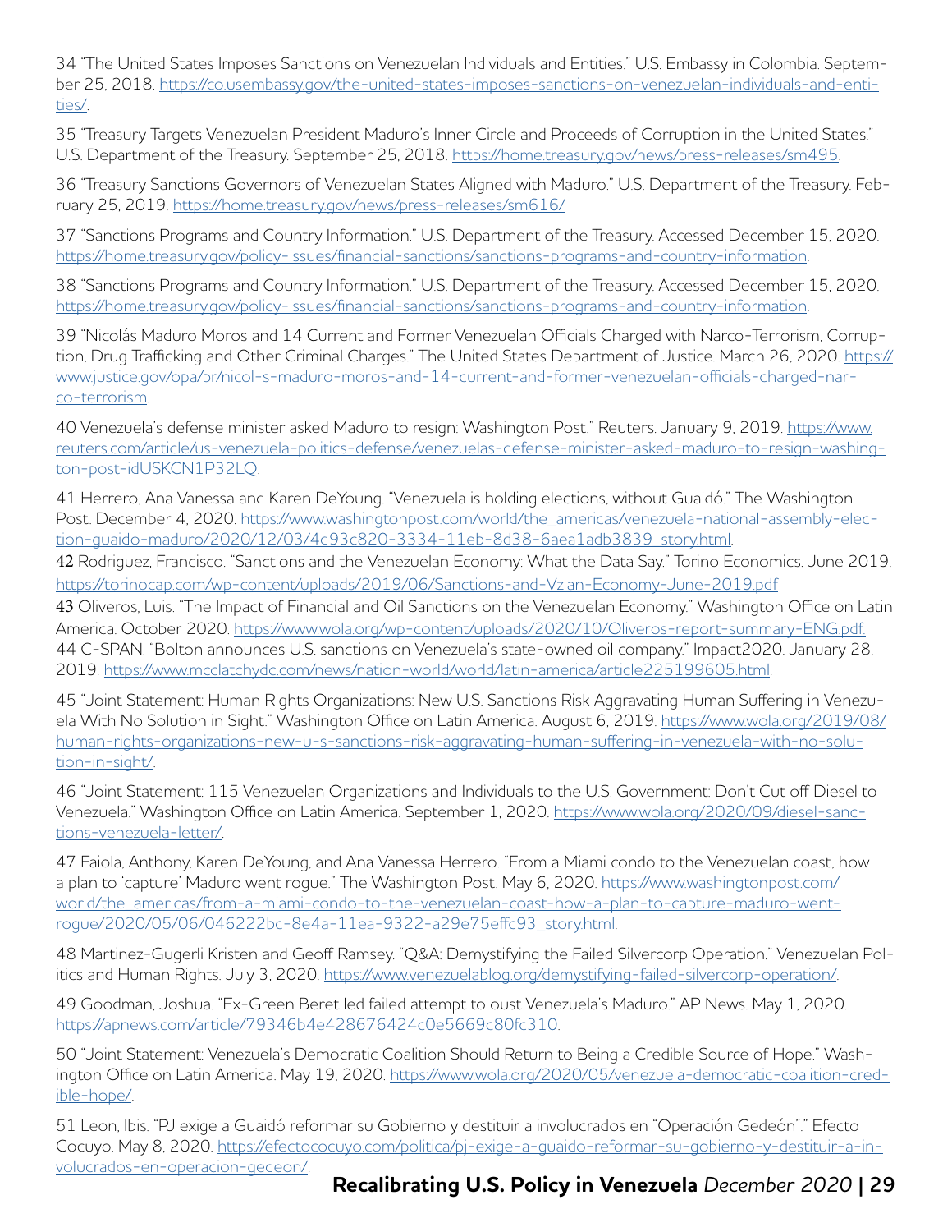34 "The United States Imposes Sanctions on Venezuelan Individuals and Entities." U.S. Embassy in Colombia. September 25, 2018. https://co.usembassy.gov/the-united-states-imposes-sanctions-on-venezuelan-individuals-and-entities/.

35 "Treasury Targets Venezuelan President Maduro's Inner Circle and Proceeds of Corruption in the United States." U.S. Department of the Treasury. September 25, 2018. https://home.treasury.gov/news/press-releases/sm495.

36 "Treasury Sanctions Governors of Venezuelan States Aligned with Maduro." U.S. Department of the Treasury. February 25, 2019. https://home.treasury.gov/news/press-releases/sm616/

37 "Sanctions Programs and Country Information." U.S. Department of the Treasury. Accessed December 15, 2020. https://home.treasury.gov/policy-issues/financial-sanctions/sanctions-programs-and-country-information.

38 "Sanctions Programs and Country Information." U.S. Department of the Treasury. Accessed December 15, 2020. https://home.treasury.gov/policy-issues/financial-sanctions/sanctions-programs-and-country-information.

39 "Nicolás Maduro Moros and 14 Current and Former Venezuelan Officials Charged with Narco-Terrorism, Corruption, Drug Trafficking and Other Criminal Charges." The United States Department of Justice. March 26, 2020. https://www.justice.gov/opa/pr/nicol-s-maduro-moros-and-14-current-and-former-venezuelan-officials-charged-narco-terrorism.

40 Venezuela's defense minister asked Maduro to resign: Washington Post." Reuters. January 9, 2019. https://www.reuters.com/article/us-venezuela-politics-defense/venezuelas-defense-minister-asked-maduro-to-resign-washington-post-idUSKCN1P32LQ.

41 Herrero, Ana Vanessa and Karen DeYoung. "Venezuela is holding elections, without Guaidó." The Washington Post. December 4, 2020. https://www.washingtonpost.com/world/the_americas/venezuela-national-assembly-election-guaido-maduro/2020/12/03/4d93c820-3334-11eb-8d38-6aea1adb3839_story.html.

42 Rodriguez, Francisco. "Sanctions and the Venezuelan Economy: What the Data Say." Torino Economics. June 2019. https://torinocap.com/wp-content/uploads/2019/06/Sanctions-and-Vzlan-Economy-June-2019.pdf

43 Oliveros, Luis. "The Impact of Financial and Oil Sanctions on the Venezuelan Economy." Washington Office on Latin America. October 2020. https://www.wola.org/wp-content/uploads/2020/10/Oliveros-report-summary-ENG.pdf.

44 C-SPAN. "Bolton announces U.S. sanctions on Venezuela's state-owned oil company." Impact2020. January 28, 2019. https://www.mcclatchydc.com/news/nation-world/world/latin-america/article225199605.html.

45 "Joint Statement: Human Rights Organizations: New U.S. Sanctions Risk Aggravating Human Suffering in Venezuela With No Solution in Sight." Washington Office on Latin America. August 6, 2019. https://www.wola.org/2019/08/human-rights-organizations-new-u-s-sanctions-risk-aggravating-human-suffering-in-venezuela-with-no-solution-in-sight/.

46 "Joint Statement: 115 Venezuelan Organizations and Individuals to the U.S. Government: Don't Cut off Diesel to Venezuela." Washington Office on Latin America. September 1, 2020. https://www.wola.org/2020/09/diesel-sanctions-venezuela-letter/.

47 Faiola, Anthony, Karen DeYoung, and Ana Vanessa Herrero. "From a Miami condo to the Venezuelan coast, how a plan to 'capture' Maduro went rogue." The Washington Post. May 6, 2020. https://www.washingtonpost.com/world/the_americas/from-a-miami-condo-to-the-venezuelan-coast-how-a-plan-to-capture-maduro-went-rogue/2020/05/06/046222bc-8e4a-11ea-9322-a29e75effc93_story.html.

48 Martinez-Gugerli Kristen and Geoff Ramsey. "Q&A: Demystifying the Failed Silvercorp Operation." Venezuelan Politics and Human Rights. July 3, 2020. https://www.venezuelablog.org/demystifying-failed-silvercorp-operation/.

49 Goodman, Joshua. "Ex-Green Beret led failed attempt to oust Venezuela's Maduro." AP News. May 1, 2020. https://apnews.com/article/79346b4e428676424c0e5669c80fc310.

50 "Joint Statement: Venezuela's Democratic Coalition Should Return to Being a Credible Source of Hope." Washington Office on Latin America. May 19, 2020. https://www.wola.org/2020/05/venezuela-democratic-coalition-credible-hope/.

51 Leon, Ibis. "PJ exige a Guaidó reformar su Gobierno y destituir a involucrados en "Operación Gedeón"." Efecto Cocuyo. May 8, 2020. https://efectococuyo.com/politica/pj-exige-a-guaido-reformar-su-gobierno-y-destituir-a-involucrados-en-operacion-gedeon/.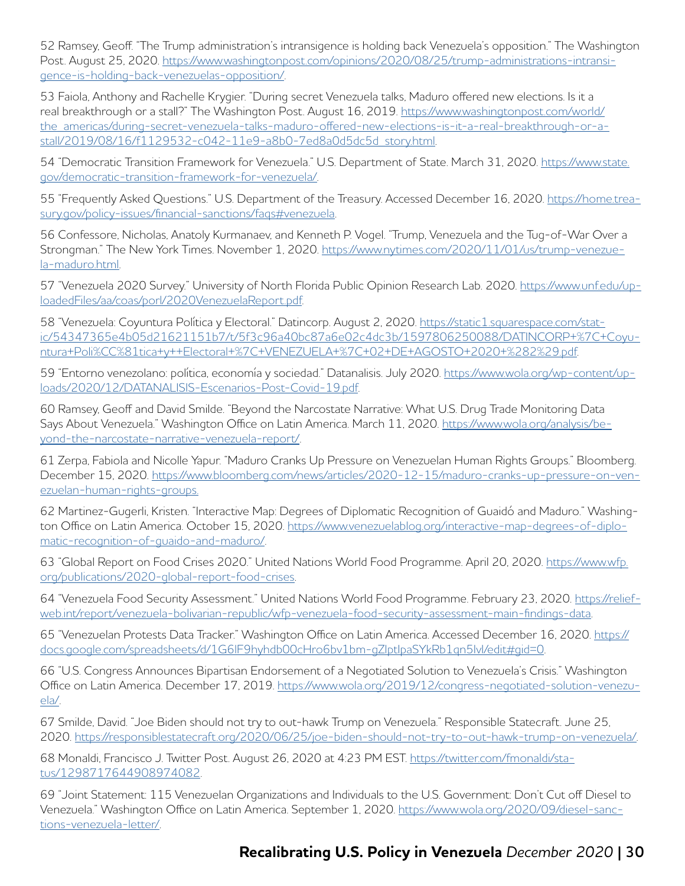52 Ramsey, Geoff. "The Trump administration's intransigence is holding back Venezuela's opposition." The Washington Post. August 25, 2020. https://www.washingtonpost.com/opinions/2020/08/25/trump-administrations-intransigence-is-holding-back-venezuelas-opposition/.

53 Faiola, Anthony and Rachelle Krygier. "During secret Venezuela talks, Maduro offered new elections. Is it a real breakthrough or a stall?" The Washington Post. August 16, 2019. https://www.washingtonpost.com/world/the_americas/during-secret-venezuela-talks-maduro-offered-new-elections-is-it-a-real-breakthrough-or-a-stall/2019/08/16/f1129532-c042-11e9-a8b0-7ed8a0d5dc5d_story.html.

54 "Democratic Transition Framework for Venezuela." U.S. Department of State. March 31, 2020. https://www.state.gov/democratic-transition-framework-for-venezuela/.

55 "Frequently Asked Questions." U.S. Department of the Treasury. Accessed December 16, 2020. https://home.treasury.gov/policy-issues/financial-sanctions/faqs#venezuela.

56 Confessore, Nicholas, Anatoly Kurmanaev, and Kenneth P. Vogel. "Trump, Venezuela and the Tug-of-War Over a Strongman." The New York Times. November 1, 2020. https://www.nytimes.com/2020/11/01/us/trump-venezuela-maduro.html.

57 "Venezuela 2020 Survey." University of North Florida Public Opinion Research Lab. 2020. https://www.unf.edu/uploadedFiles/aa/coas/porl/2020VenezuelaReport.pdf.

58 "Venezuela: Coyuntura Política y Electoral." Datincorp. August 2, 2020. https://static1.squarespace.com/static/54347365e4b05d21621151b7/t/5f3c96a40bc87a6e02c4dc3b/1597806250088/DATINCORP+%7C+Coyuntura+Poli%CC%81tica+y++Electoral+%7C+VENEZUELA+%7C+02+DE+AGOSTO+2020+%282%29.pdf.

59 "Entorno venezolano: política, economía y sociedad." Datanalisis. July 2020. https://www.wola.org/wp-content/uploads/2020/12/DATANALISIS-Escenarios-Post-Covid-19.pdf.

60 Ramsey, Geoff and David Smilde. "Beyond the Narcostate Narrative: What U.S. Drug Trade Monitoring Data Says About Venezuela." Washington Office on Latin America. March 11, 2020. https://www.wola.org/analysis/beyond-the-narcostate-narrative-venezuela-report/.

61 Zerpa, Fabiola and Nicolle Yapur. "Maduro Cranks Up Pressure on Venezuelan Human Rights Groups." Bloomberg. December 15, 2020. https://www.bloomberg.com/news/articles/2020-12-15/maduro-cranks-up-pressure-on-venezuelan-human-rights-groups.

62 Martinez-Gugerli, Kristen. "Interactive Map: Degrees of Diplomatic Recognition of Guaidó and Maduro." Washington Office on Latin America. October 15, 2020. https://www.venezuelablog.org/interactive-map-degrees-of-diplomatic-recognition-of-guaido-and-maduro/.

63 "Global Report on Food Crises 2020." United Nations World Food Programme. April 20, 2020. https://www.wfp.org/publications/2020-global-report-food-crises.

64 "Venezuela Food Security Assessment." United Nations World Food Programme. February 23, 2020. https://reliefweb.int/report/venezuela-bolivarian-republic/wfp-venezuela-food-security-assessment-main-findings-data.

65 "Venezuelan Protests Data Tracker." Washington Office on Latin America. Accessed December 16, 2020. https://docs.google.com/spreadsheets/d/1G6lF9hyhdb00cHro6bv1bm-gZlptlpaSYkRb1qn5lvI/edit#gid=0.

66 "U.S. Congress Announces Bipartisan Endorsement of a Negotiated Solution to Venezuela's Crisis." Washington Office on Latin America. December 17, 2019. https://www.wola.org/2019/12/congress-negotiated-solution-venezuela/.

67 Smilde, David. "Joe Biden should not try to out-hawk Trump on Venezuela." Responsible Statecraft. June 25, 2020. https://responsiblestatecraft.org/2020/06/25/joe-biden-should-not-try-to-out-hawk-trump-on-venezuela/.

68 Monaldi, Francisco J. Twitter Post. August 26, 2020 at 4:23 PM EST. https://twitter.com/fmonaldi/status/1298717644908974082.

69 "Joint Statement: 115 Venezuelan Organizations and Individuals to the U.S. Government: Don't Cut off Diesel to Venezuela." Washington Office on Latin America. September 1, 2020. https://www.wola.org/2020/09/diesel-sanctions-venezuela-letter/.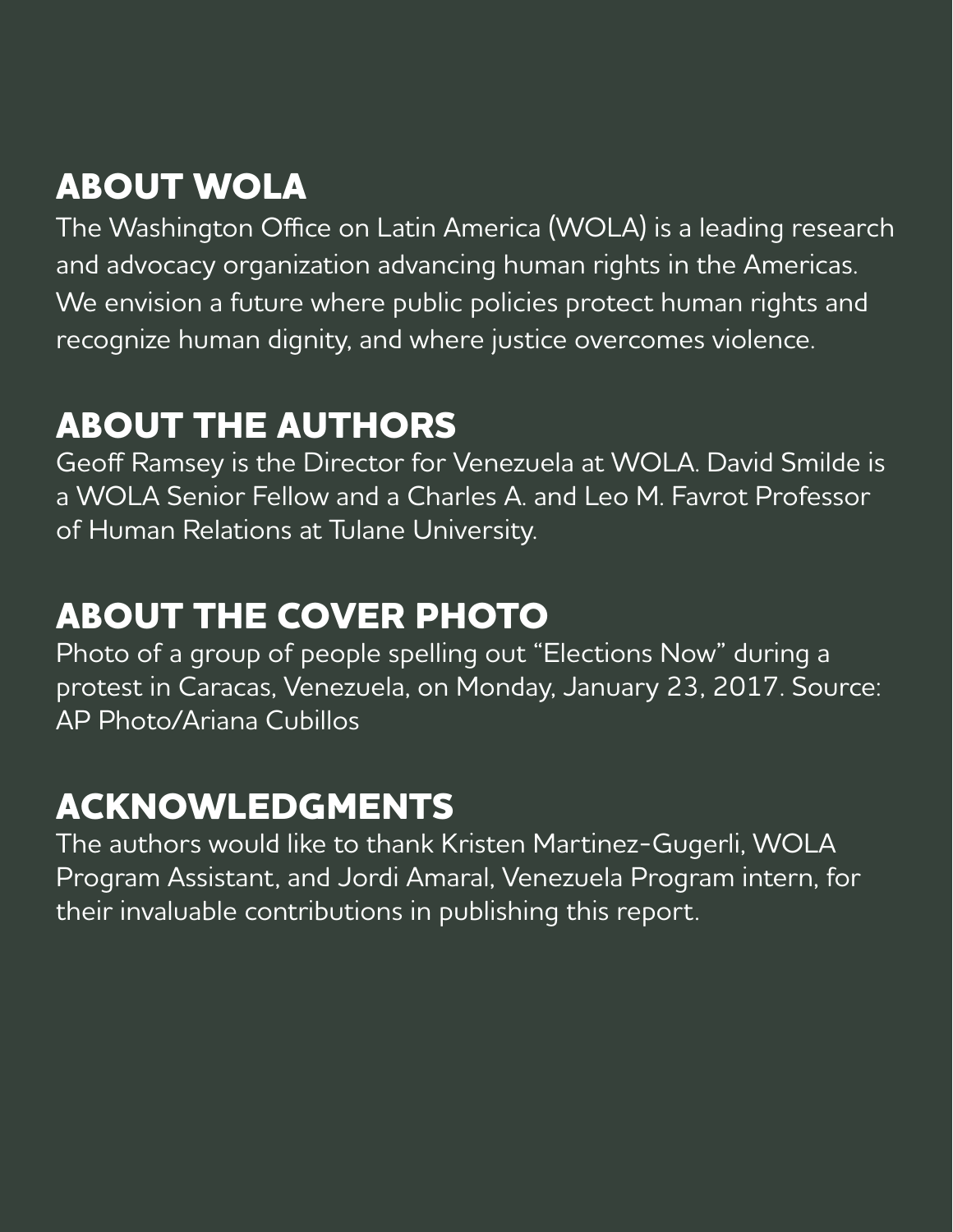## ABOUT WOLA

The Washington Office on Latin America (WOLA) is a leading research and advocacy organization advancing human rights in the Americas. We envision a future where public policies protect human rights and recognize human dignity, and where justice overcomes violence.

## ABOUT THE AUTHORS

Geoff Ramsey is the Director for Venezuela at WOLA. David Smilde is a WOLA Senior Fellow and a Charles A. and Leo M. Favrot Professor of Human Relations at Tulane University.

## ABOUT THE COVER PHOTO

Photo of a group of people spelling out "Elections Now" during a protest in Caracas, Venezuela, on Monday, January 23, 2017. Source: AP Photo/Ariana Cubillos

## ACKNOWLEDGMENTS

The authors would like to thank Kristen Martinez-Gugerli, WOLA Program Assistant, and Jordi Amaral, Venezuela Program intern, for their invaluable contributions in publishing this report.